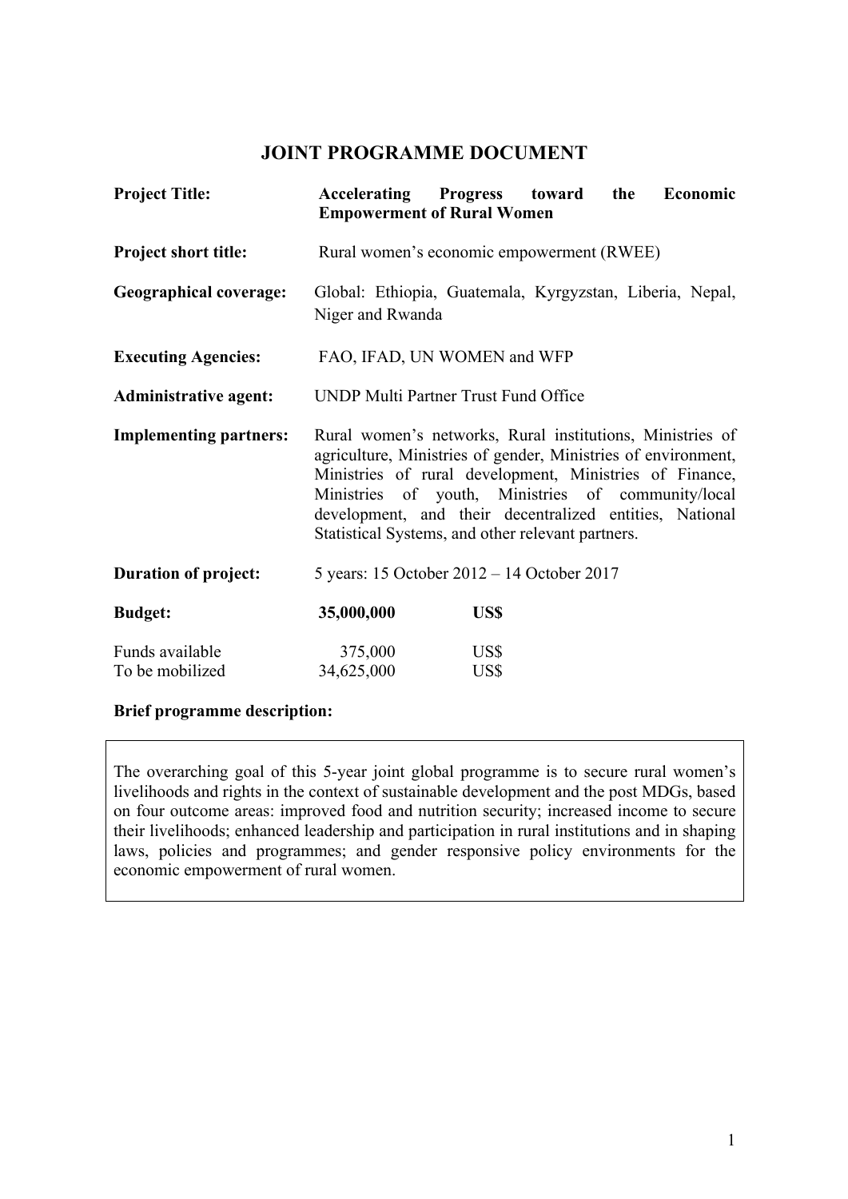# JOINT PROGRAMME DOCUMENT

**Project Title:** **Accelerating Progress toward the Economic Empowerment of Rural Women**

**Project short title:** Rural women's economic empowerment (RWEE)

**Geographical coverage:** Global: Ethiopia, Guatemala, Kyrgyzstan, Liberia, Nepal, Niger and Rwanda

**Executing Agencies:** FAO, IFAD, UN WOMEN and WFP

**Administrative agent:** UNDP Multi Partner Trust Fund Office

**Implementing partners:** Rural women's networks, Rural institutions, Ministries of agriculture, Ministries of gender, Ministries of environment, Ministries of rural development, Ministries of Finance, Ministries of youth, Ministries of community/local development, and their decentralized entities, National Statistical Systems, and other relevant partners.

**Duration of project:** 5 years: 15 October 2012 – 14 October 2017

| **Budget:** | **35,000,000** | **US$** |
|---|---|---|
| Funds available | 375,000 | US$ |
| To be mobilized | 34,625,000 | US$ |

**Brief programme description:**

The overarching goal of this 5-year joint global programme is to secure rural women's livelihoods and rights in the context of sustainable development and the post MDGs, based on four outcome areas: improved food and nutrition security; increased income to secure their livelihoods; enhanced leadership and participation in rural institutions and in shaping laws, policies and programmes; and gender responsive policy environments for the economic empowerment of rural women.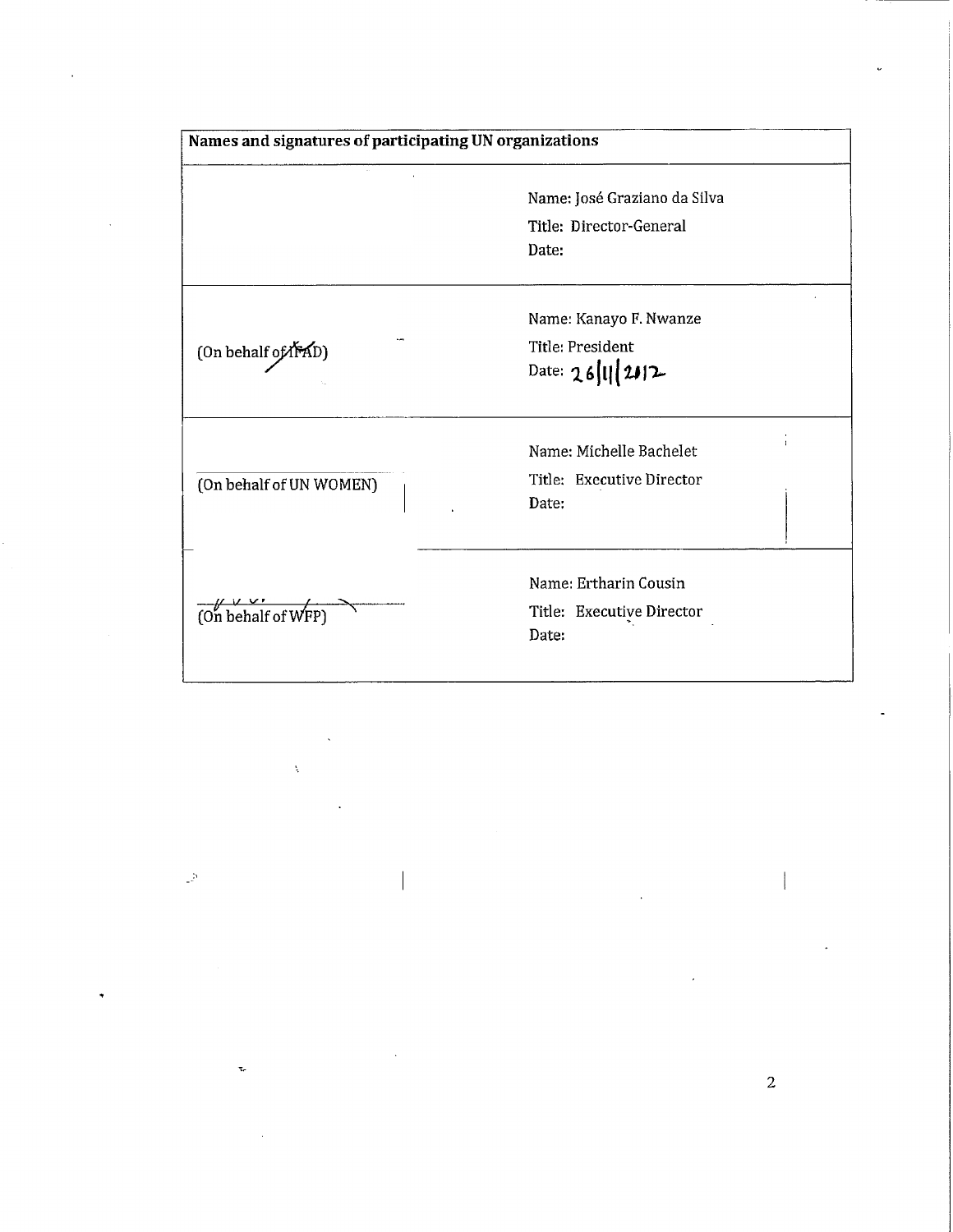| Names and signatures of participating UN organizations | |
|---|---|
| | Name: José Graziano da Silva<br>Title: Director-General<br>Date: |
| (On behalf of IFAD) | Name: Kanayo F. Nwanze<br>Title: President<br>Date: 26/11/2012 |
| (On behalf of UN WOMEN) | Name: Michelle Bachelet<br>Title: Executive Director<br>Date: |
| (On behalf of WFP) | Name: Ertharin Cousin<br>Title: Executive Director<br>Date: |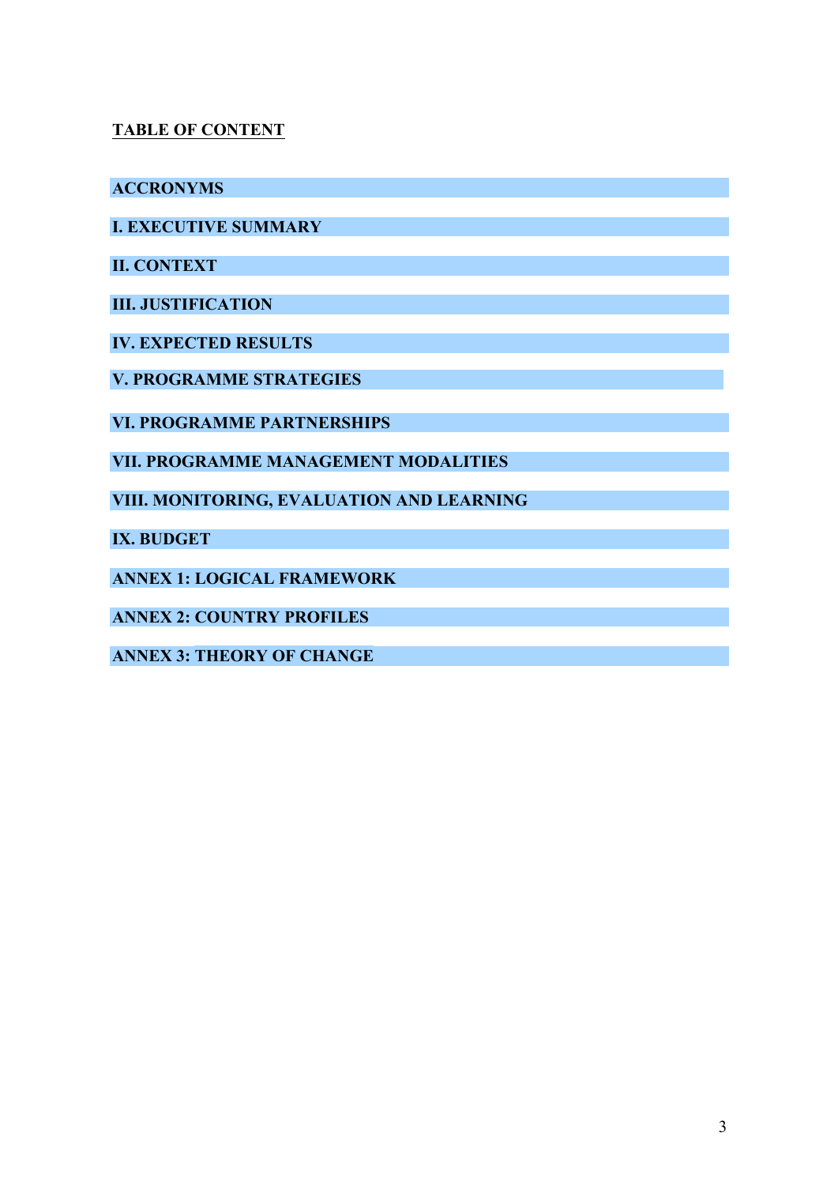**TABLE OF CONTENT**

**ACCRONYMS**

**I. EXECUTIVE SUMMARY**

**II. CONTEXT**

**III. JUSTIFICATION**

**IV. EXPECTED RESULTS**

**V. PROGRAMME STRATEGIES**

**VI. PROGRAMME PARTNERSHIPS**

**VII. PROGRAMME MANAGEMENT MODALITIES**

**VIII. MONITORING, EVALUATION AND LEARNING**

**IX. BUDGET**

**ANNEX 1: LOGICAL FRAMEWORK**

**ANNEX 2: COUNTRY PROFILES**

**ANNEX 3: THEORY OF CHANGE**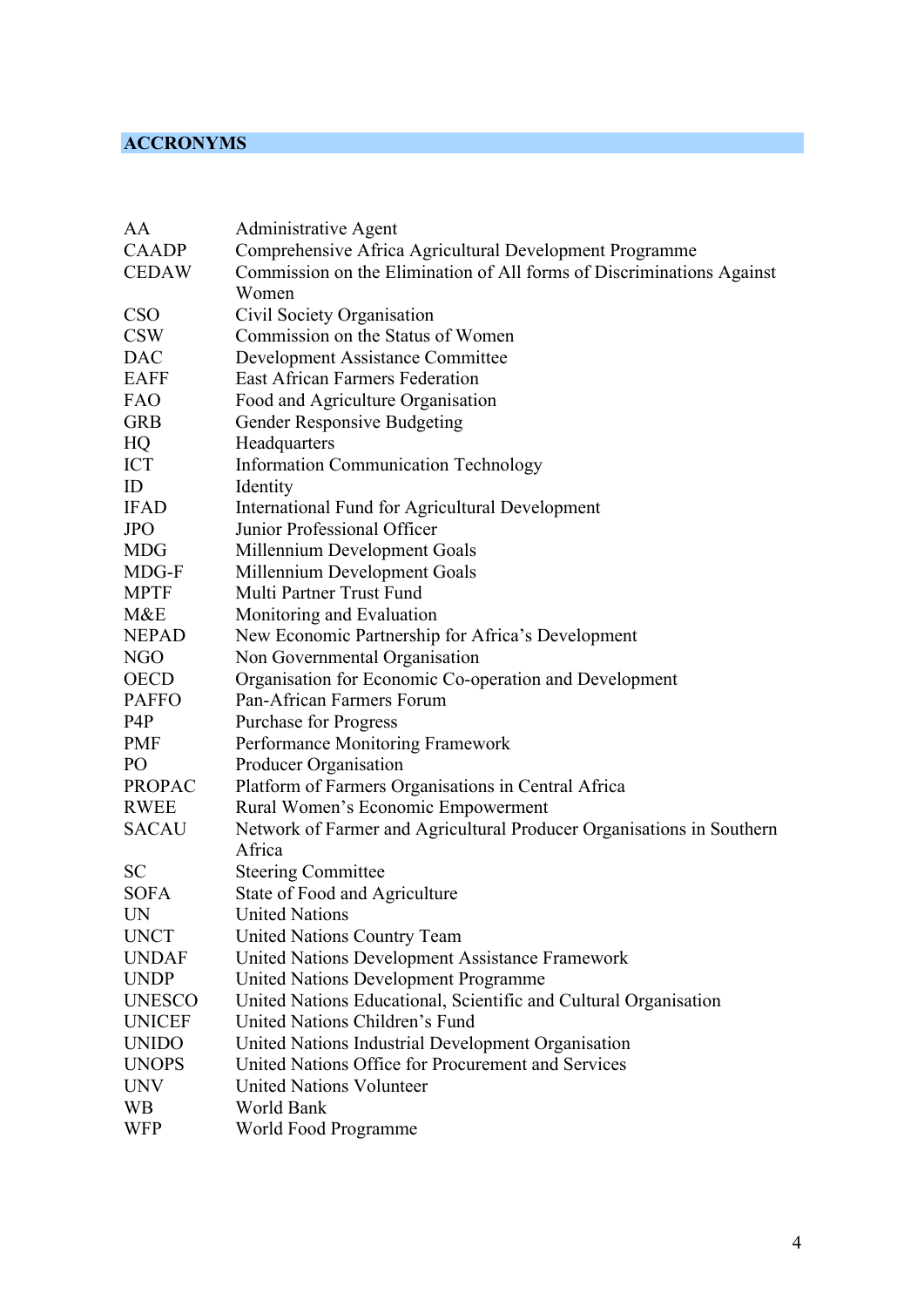## ACCRONYMS

| | |
|---|---|
| AA | Administrative Agent |
| CAADP | Comprehensive Africa Agricultural Development Programme |
| CEDAW | Commission on the Elimination of All forms of Discriminations Against Women |
| CSO | Civil Society Organisation |
| CSW | Commission on the Status of Women |
| DAC | Development Assistance Committee |
| EAFF | East African Farmers Federation |
| FAO | Food and Agriculture Organisation |
| GRB | Gender Responsive Budgeting |
| HQ | Headquarters |
| ICT | Information Communication Technology |
| ID | Identity |
| IFAD | International Fund for Agricultural Development |
| JPO | Junior Professional Officer |
| MDG | Millennium Development Goals |
| MDG-F | Millennium Development Goals |
| MPTF | Multi Partner Trust Fund |
| M&E | Monitoring and Evaluation |
| NEPAD | New Economic Partnership for Africa's Development |
| NGO | Non Governmental Organisation |
| OECD | Organisation for Economic Co-operation and Development |
| PAFFO | Pan-African Farmers Forum |
| P4P | Purchase for Progress |
| PMF | Performance Monitoring Framework |
| PO | Producer Organisation |
| PROPAC | Platform of Farmers Organisations in Central Africa |
| RWEE | Rural Women's Economic Empowerment |
| SACAU | Network of Farmer and Agricultural Producer Organisations in Southern Africa |
| SC | Steering Committee |
| SOFA | State of Food and Agriculture |
| UN | United Nations |
| UNCT | United Nations Country Team |
| UNDAF | United Nations Development Assistance Framework |
| UNDP | United Nations Development Programme |
| UNESCO | United Nations Educational, Scientific and Cultural Organisation |
| UNICEF | United Nations Children's Fund |
| UNIDO | United Nations Industrial Development Organisation |
| UNOPS | United Nations Office for Procurement and Services |
| UNV | United Nations Volunteer |
| WB | World Bank |
| WFP | World Food Programme |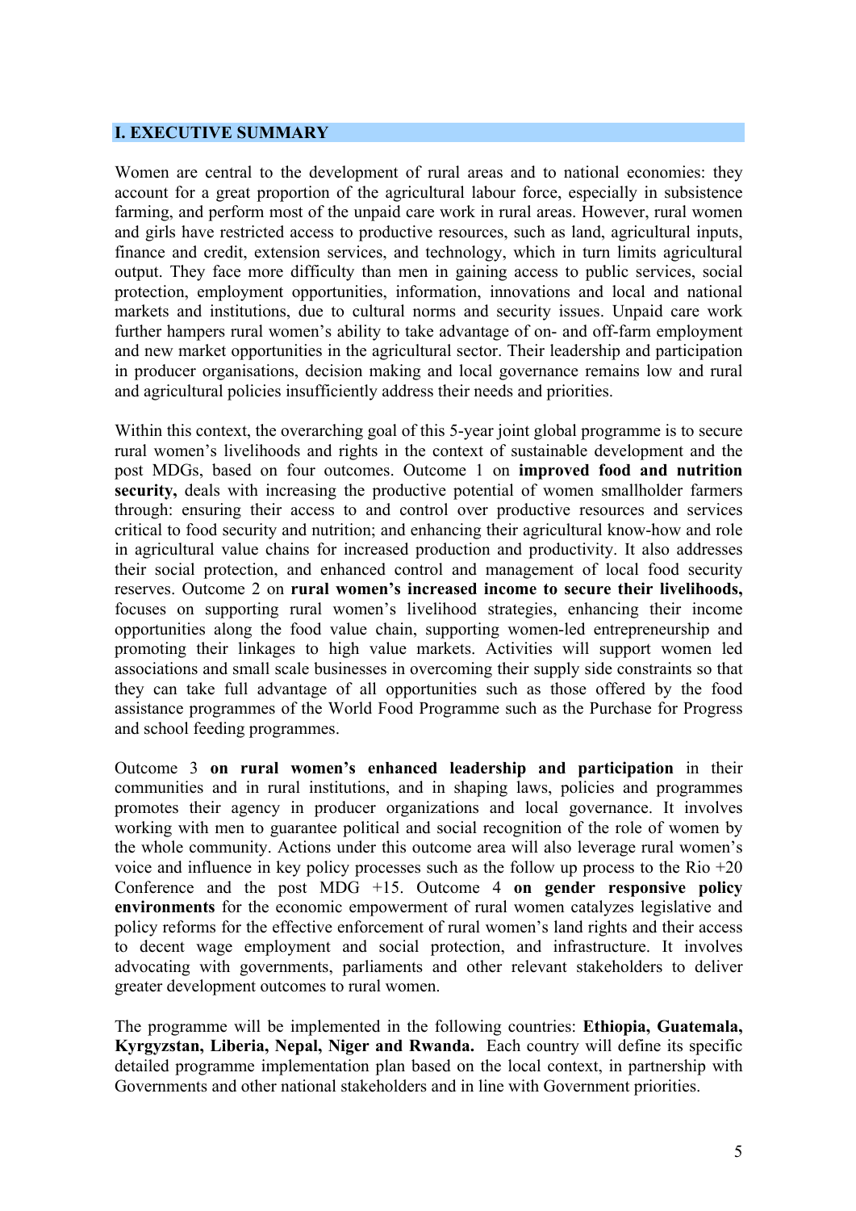## I. EXECUTIVE SUMMARY

Women are central to the development of rural areas and to national economies: they account for a great proportion of the agricultural labour force, especially in subsistence farming, and perform most of the unpaid care work in rural areas. However, rural women and girls have restricted access to productive resources, such as land, agricultural inputs, finance and credit, extension services, and technology, which in turn limits agricultural output. They face more difficulty than men in gaining access to public services, social protection, employment opportunities, information, innovations and local and national markets and institutions, due to cultural norms and security issues. Unpaid care work further hampers rural women's ability to take advantage of on- and off-farm employment and new market opportunities in the agricultural sector. Their leadership and participation in producer organisations, decision making and local governance remains low and rural and agricultural policies insufficiently address their needs and priorities.

Within this context, the overarching goal of this 5-year joint global programme is to secure rural women's livelihoods and rights in the context of sustainable development and the post MDGs, based on four outcomes. Outcome 1 on **improved food and nutrition security,** deals with increasing the productive potential of women smallholder farmers through: ensuring their access to and control over productive resources and services critical to food security and nutrition; and enhancing their agricultural know-how and role in agricultural value chains for increased production and productivity. It also addresses their social protection, and enhanced control and management of local food security reserves. Outcome 2 on **rural women's increased income to secure their livelihoods,** focuses on supporting rural women's livelihood strategies, enhancing their income opportunities along the food value chain, supporting women-led entrepreneurship and promoting their linkages to high value markets. Activities will support women led associations and small scale businesses in overcoming their supply side constraints so that they can take full advantage of all opportunities such as those offered by the food assistance programmes of the World Food Programme such as the Purchase for Progress and school feeding programmes.

Outcome 3 **on rural women's enhanced leadership and participation** in their communities and in rural institutions, and in shaping laws, policies and programmes promotes their agency in producer organizations and local governance. It involves working with men to guarantee political and social recognition of the role of women by the whole community. Actions under this outcome area will also leverage rural women's voice and influence in key policy processes such as the follow up process to the Rio +20 Conference and the post MDG +15. Outcome 4 **on gender responsive policy environments** for the economic empowerment of rural women catalyzes legislative and policy reforms for the effective enforcement of rural women's land rights and their access to decent wage employment and social protection, and infrastructure. It involves advocating with governments, parliaments and other relevant stakeholders to deliver greater development outcomes to rural women.

The programme will be implemented in the following countries: **Ethiopia, Guatemala, Kyrgyzstan, Liberia, Nepal, Niger and Rwanda.** Each country will define its specific detailed programme implementation plan based on the local context, in partnership with Governments and other national stakeholders and in line with Government priorities.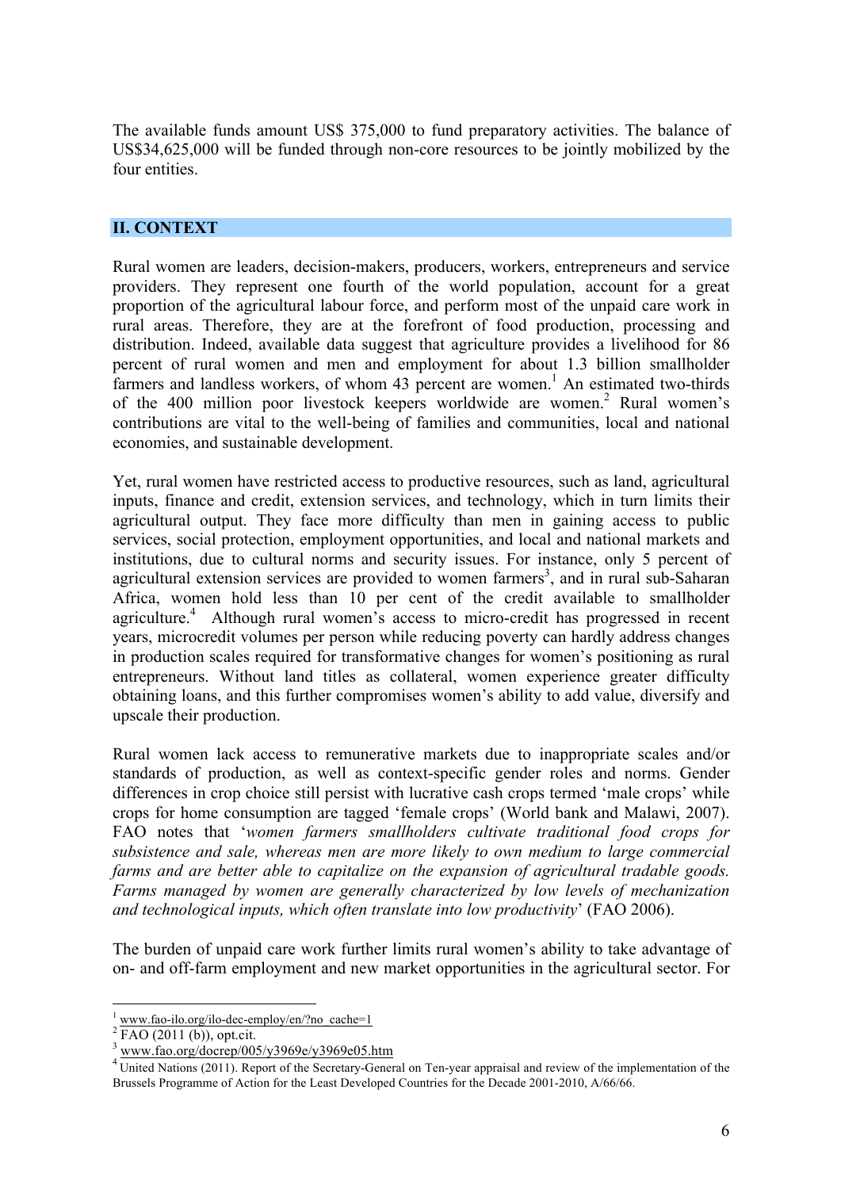The available funds amount US$ 375,000 to fund preparatory activities. The balance of US$34,625,000 will be funded through non-core resources to be jointly mobilized by the four entities.

## II. CONTEXT

Rural women are leaders, decision-makers, producers, workers, entrepreneurs and service providers. They represent one fourth of the world population, account for a great proportion of the agricultural labour force, and perform most of the unpaid care work in rural areas. Therefore, they are at the forefront of food production, processing and distribution. Indeed, available data suggest that agriculture provides a livelihood for 86 percent of rural women and men and employment for about 1.3 billion smallholder farmers and landless workers, of whom 43 percent are women.[1] An estimated two-thirds of the 400 million poor livestock keepers worldwide are women.[2] Rural women's contributions are vital to the well-being of families and communities, local and national economies, and sustainable development.

Yet, rural women have restricted access to productive resources, such as land, agricultural inputs, finance and credit, extension services, and technology, which in turn limits their agricultural output. They face more difficulty than men in gaining access to public services, social protection, employment opportunities, and local and national markets and institutions, due to cultural norms and security issues. For instance, only 5 percent of agricultural extension services are provided to women farmers[3], and in rural sub-Saharan Africa, women hold less than 10 per cent of the credit available to smallholder agriculture.[4] Although rural women's access to micro-credit has progressed in recent years, microcredit volumes per person while reducing poverty can hardly address changes in production scales required for transformative changes for women's positioning as rural entrepreneurs. Without land titles as collateral, women experience greater difficulty obtaining loans, and this further compromises women's ability to add value, diversify and upscale their production.

Rural women lack access to remunerative markets due to inappropriate scales and/or standards of production, as well as context-specific gender roles and norms. Gender differences in crop choice still persist with lucrative cash crops termed 'male crops' while crops for home consumption are tagged 'female crops' (World bank and Malawi, 2007). FAO notes that '*women farmers smallholders cultivate traditional food crops for subsistence and sale, whereas men are more likely to own medium to large commercial farms and are better able to capitalize on the expansion of agricultural tradable goods. Farms managed by women are generally characterized by low levels of mechanization and technological inputs, which often translate into low productivity*' (FAO 2006).

The burden of unpaid care work further limits rural women's ability to take advantage of on- and off-farm employment and new market opportunities in the agricultural sector. For

---

[1] www.fao-ilo.org/ilo-dec-employ/en/?no_cache=1

[2] FAO (2011 (b)), opt.cit.

[3] www.fao.org/docrep/005/y3969e/y3969e05.htm

[4] United Nations (2011). Report of the Secretary-General on Ten-year appraisal and review of the implementation of the Brussels Programme of Action for the Least Developed Countries for the Decade 2001-2010, A/66/66.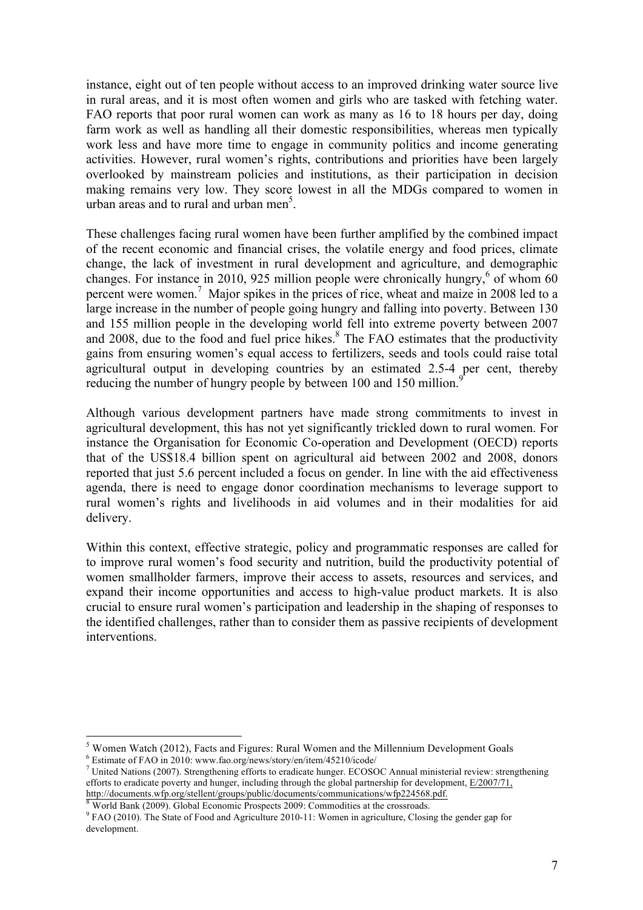instance, eight out of ten people without access to an improved drinking water source live in rural areas, and it is most often women and girls who are tasked with fetching water. FAO reports that poor rural women can work as many as 16 to 18 hours per day, doing farm work as well as handling all their domestic responsibilities, whereas men typically work less and have more time to engage in community politics and income generating activities. However, rural women's rights, contributions and priorities have been largely overlooked by mainstream policies and institutions, as their participation in decision making remains very low. They score lowest in all the MDGs compared to women in urban areas and to rural and urban men[5].

These challenges facing rural women have been further amplified by the combined impact of the recent economic and financial crises, the volatile energy and food prices, climate change, the lack of investment in rural development and agriculture, and demographic changes. For instance in 2010, 925 million people were chronically hungry,[6] of whom 60 percent were women.[7] Major spikes in the prices of rice, wheat and maize in 2008 led to a large increase in the number of people going hungry and falling into poverty. Between 130 and 155 million people in the developing world fell into extreme poverty between 2007 and 2008, due to the food and fuel price hikes.[8] The FAO estimates that the productivity gains from ensuring women's equal access to fertilizers, seeds and tools could raise total agricultural output in developing countries by an estimated 2.5-4 per cent, thereby reducing the number of hungry people by between 100 and 150 million.[9]

Although various development partners have made strong commitments to invest in agricultural development, this has not yet significantly trickled down to rural women. For instance the Organisation for Economic Co-operation and Development (OECD) reports that of the US$18.4 billion spent on agricultural aid between 2002 and 2008, donors reported that just 5.6 percent included a focus on gender. In line with the aid effectiveness agenda, there is need to engage donor coordination mechanisms to leverage support to rural women's rights and livelihoods in aid volumes and in their modalities for aid delivery.

Within this context, effective strategic, policy and programmatic responses are called for to improve rural women's food security and nutrition, build the productivity potential of women smallholder farmers, improve their access to assets, resources and services, and expand their income opportunities and access to high-value product markets. It is also crucial to ensure rural women's participation and leadership in the shaping of responses to the identified challenges, rather than to consider them as passive recipients of development interventions.

---

[5] Women Watch (2012), Facts and Figures: Rural Women and the Millennium Development Goals

[6] Estimate of FAO in 2010: www.fao.org/news/story/en/item/45210/icode/

[7] United Nations (2007). Strengthening efforts to eradicate hunger. ECOSOC Annual ministerial review: strengthening efforts to eradicate poverty and hunger, including through the global partnership for development, E/2007/71, http://documents.wfp.org/stellent/groups/public/documents/communications/wfp224568.pdf.

[8] World Bank (2009). Global Economic Prospects 2009: Commodities at the crossroads.

[9] FAO (2010). The State of Food and Agriculture 2010-11: Women in agriculture, Closing the gender gap for development.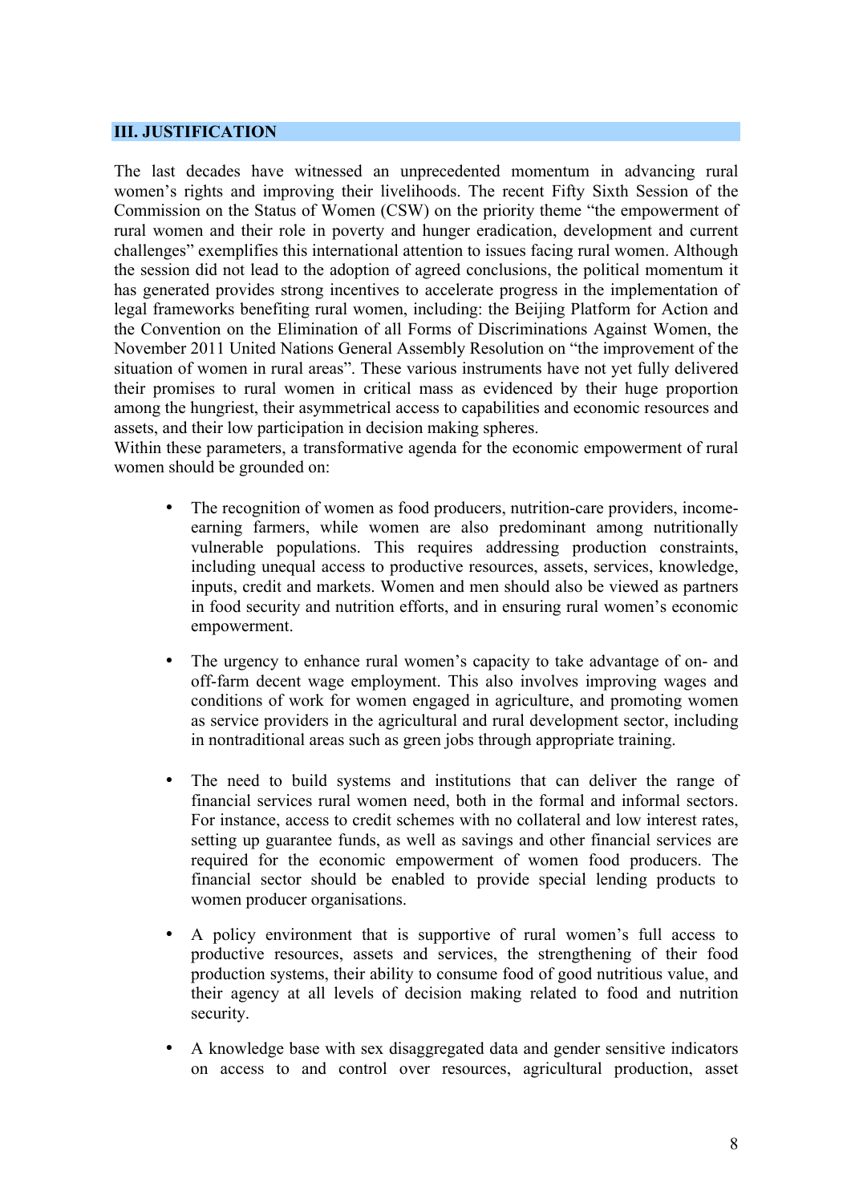## III. JUSTIFICATION

The last decades have witnessed an unprecedented momentum in advancing rural women's rights and improving their livelihoods. The recent Fifty Sixth Session of the Commission on the Status of Women (CSW) on the priority theme "the empowerment of rural women and their role in poverty and hunger eradication, development and current challenges" exemplifies this international attention to issues facing rural women. Although the session did not lead to the adoption of agreed conclusions, the political momentum it has generated provides strong incentives to accelerate progress in the implementation of legal frameworks benefiting rural women, including: the Beijing Platform for Action and the Convention on the Elimination of all Forms of Discriminations Against Women, the November 2011 United Nations General Assembly Resolution on "the improvement of the situation of women in rural areas". These various instruments have not yet fully delivered their promises to rural women in critical mass as evidenced by their huge proportion among the hungriest, their asymmetrical access to capabilities and economic resources and assets, and their low participation in decision making spheres.

Within these parameters, a transformative agenda for the economic empowerment of rural women should be grounded on:

- The recognition of women as food producers, nutrition-care providers, income-earning farmers, while women are also predominant among nutritionally vulnerable populations. This requires addressing production constraints, including unequal access to productive resources, assets, services, knowledge, inputs, credit and markets. Women and men should also be viewed as partners in food security and nutrition efforts, and in ensuring rural women's economic empowerment.

- The urgency to enhance rural women's capacity to take advantage of on- and off-farm decent wage employment. This also involves improving wages and conditions of work for women engaged in agriculture, and promoting women as service providers in the agricultural and rural development sector, including in nontraditional areas such as green jobs through appropriate training.

- The need to build systems and institutions that can deliver the range of financial services rural women need, both in the formal and informal sectors. For instance, access to credit schemes with no collateral and low interest rates, setting up guarantee funds, as well as savings and other financial services are required for the economic empowerment of women food producers. The financial sector should be enabled to provide special lending products to women producer organisations.

- A policy environment that is supportive of rural women's full access to productive resources, assets and services, the strengthening of their food production systems, their ability to consume food of good nutritious value, and their agency at all levels of decision making related to food and nutrition security.

- A knowledge base with sex disaggregated data and gender sensitive indicators on access to and control over resources, agricultural production, asset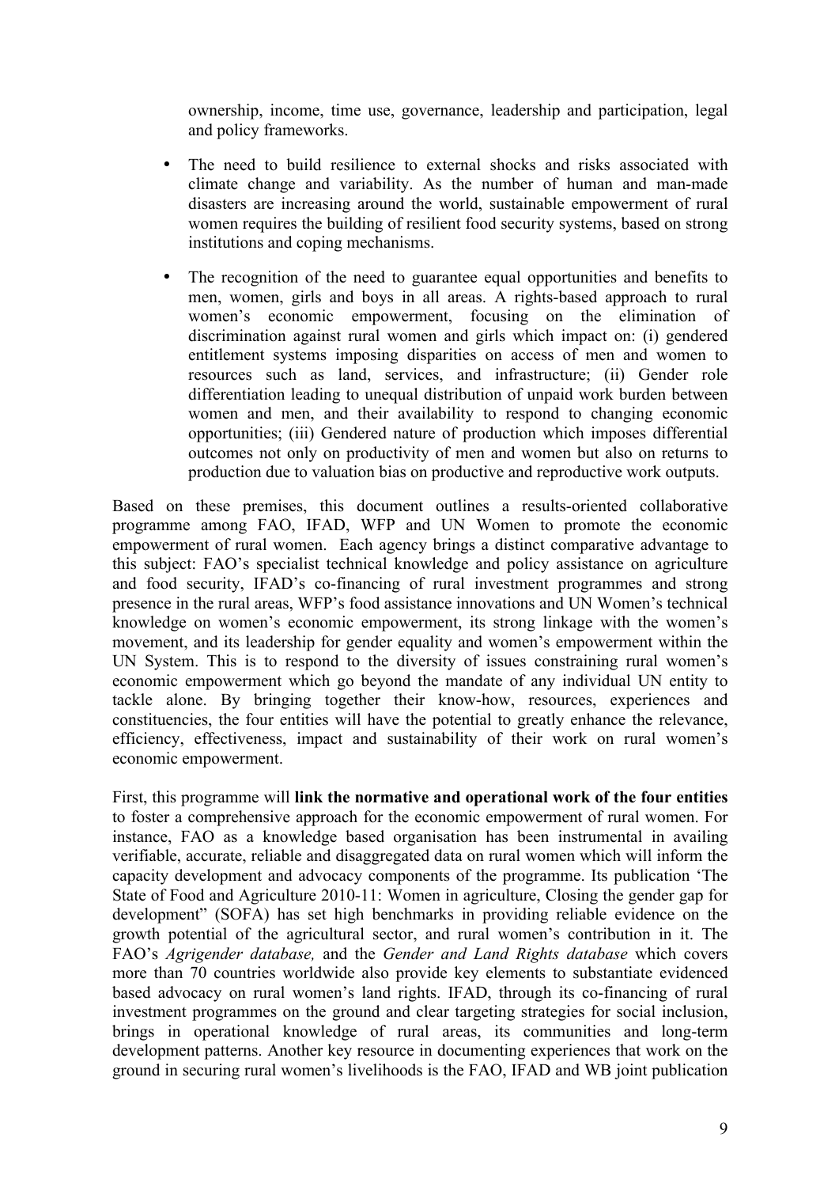ownership, income, time use, governance, leadership and participation, legal and policy frameworks.

- The need to build resilience to external shocks and risks associated with climate change and variability. As the number of human and man-made disasters are increasing around the world, sustainable empowerment of rural women requires the building of resilient food security systems, based on strong institutions and coping mechanisms.

- The recognition of the need to guarantee equal opportunities and benefits to men, women, girls and boys in all areas. A rights-based approach to rural women's economic empowerment, focusing on the elimination of discrimination against rural women and girls which impact on: (i) gendered entitlement systems imposing disparities on access of men and women to resources such as land, services, and infrastructure; (ii) Gender role differentiation leading to unequal distribution of unpaid work burden between women and men, and their availability to respond to changing economic opportunities; (iii) Gendered nature of production which imposes differential outcomes not only on productivity of men and women but also on returns to production due to valuation bias on productive and reproductive work outputs.

Based on these premises, this document outlines a results-oriented collaborative programme among FAO, IFAD, WFP and UN Women to promote the economic empowerment of rural women. Each agency brings a distinct comparative advantage to this subject: FAO's specialist technical knowledge and policy assistance on agriculture and food security, IFAD's co-financing of rural investment programmes and strong presence in the rural areas, WFP's food assistance innovations and UN Women's technical knowledge on women's economic empowerment, its strong linkage with the women's movement, and its leadership for gender equality and women's empowerment within the UN System. This is to respond to the diversity of issues constraining rural women's economic empowerment which go beyond the mandate of any individual UN entity to tackle alone. By bringing together their know-how, resources, experiences and constituencies, the four entities will have the potential to greatly enhance the relevance, efficiency, effectiveness, impact and sustainability of their work on rural women's economic empowerment.

First, this programme will **link the normative and operational work of the four entities** to foster a comprehensive approach for the economic empowerment of rural women. For instance, FAO as a knowledge based organisation has been instrumental in availing verifiable, accurate, reliable and disaggregated data on rural women which will inform the capacity development and advocacy components of the programme. Its publication 'The State of Food and Agriculture 2010-11: Women in agriculture, Closing the gender gap for development" (SOFA) has set high benchmarks in providing reliable evidence on the growth potential of the agricultural sector, and rural women's contribution in it. The FAO's *Agrigender database,* and the *Gender and Land Rights database* which covers more than 70 countries worldwide also provide key elements to substantiate evidenced based advocacy on rural women's land rights. IFAD, through its co-financing of rural investment programmes on the ground and clear targeting strategies for social inclusion, brings in operational knowledge of rural areas, its communities and long-term development patterns. Another key resource in documenting experiences that work on the ground in securing rural women's livelihoods is the FAO, IFAD and WB joint publication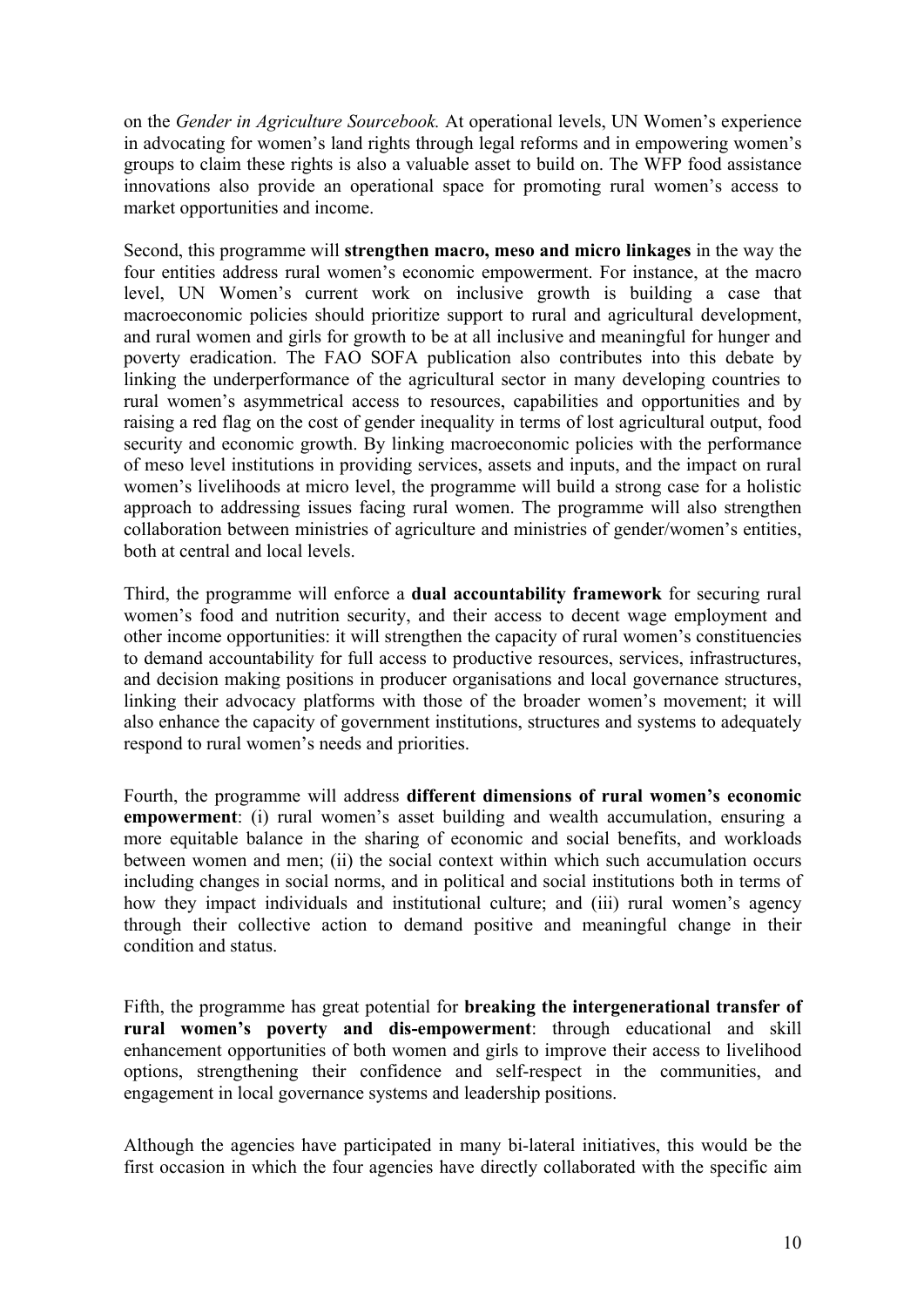on the *Gender in Agriculture Sourcebook.* At operational levels, UN Women's experience in advocating for women's land rights through legal reforms and in empowering women's groups to claim these rights is also a valuable asset to build on. The WFP food assistance innovations also provide an operational space for promoting rural women's access to market opportunities and income.

Second, this programme will **strengthen macro, meso and micro linkages** in the way the four entities address rural women's economic empowerment. For instance, at the macro level, UN Women's current work on inclusive growth is building a case that macroeconomic policies should prioritize support to rural and agricultural development, and rural women and girls for growth to be at all inclusive and meaningful for hunger and poverty eradication. The FAO SOFA publication also contributes into this debate by linking the underperformance of the agricultural sector in many developing countries to rural women's asymmetrical access to resources, capabilities and opportunities and by raising a red flag on the cost of gender inequality in terms of lost agricultural output, food security and economic growth. By linking macroeconomic policies with the performance of meso level institutions in providing services, assets and inputs, and the impact on rural women's livelihoods at micro level, the programme will build a strong case for a holistic approach to addressing issues facing rural women. The programme will also strengthen collaboration between ministries of agriculture and ministries of gender/women's entities, both at central and local levels.

Third, the programme will enforce a **dual accountability framework** for securing rural women's food and nutrition security, and their access to decent wage employment and other income opportunities: it will strengthen the capacity of rural women's constituencies to demand accountability for full access to productive resources, services, infrastructures, and decision making positions in producer organisations and local governance structures, linking their advocacy platforms with those of the broader women's movement; it will also enhance the capacity of government institutions, structures and systems to adequately respond to rural women's needs and priorities.

Fourth, the programme will address **different dimensions of rural women's economic empowerment**: (i) rural women's asset building and wealth accumulation, ensuring a more equitable balance in the sharing of economic and social benefits, and workloads between women and men; (ii) the social context within which such accumulation occurs including changes in social norms, and in political and social institutions both in terms of how they impact individuals and institutional culture; and (iii) rural women's agency through their collective action to demand positive and meaningful change in their condition and status.

Fifth, the programme has great potential for **breaking the intergenerational transfer of rural women's poverty and dis-empowerment**: through educational and skill enhancement opportunities of both women and girls to improve their access to livelihood options, strengthening their confidence and self-respect in the communities, and engagement in local governance systems and leadership positions.

Although the agencies have participated in many bi-lateral initiatives, this would be the first occasion in which the four agencies have directly collaborated with the specific aim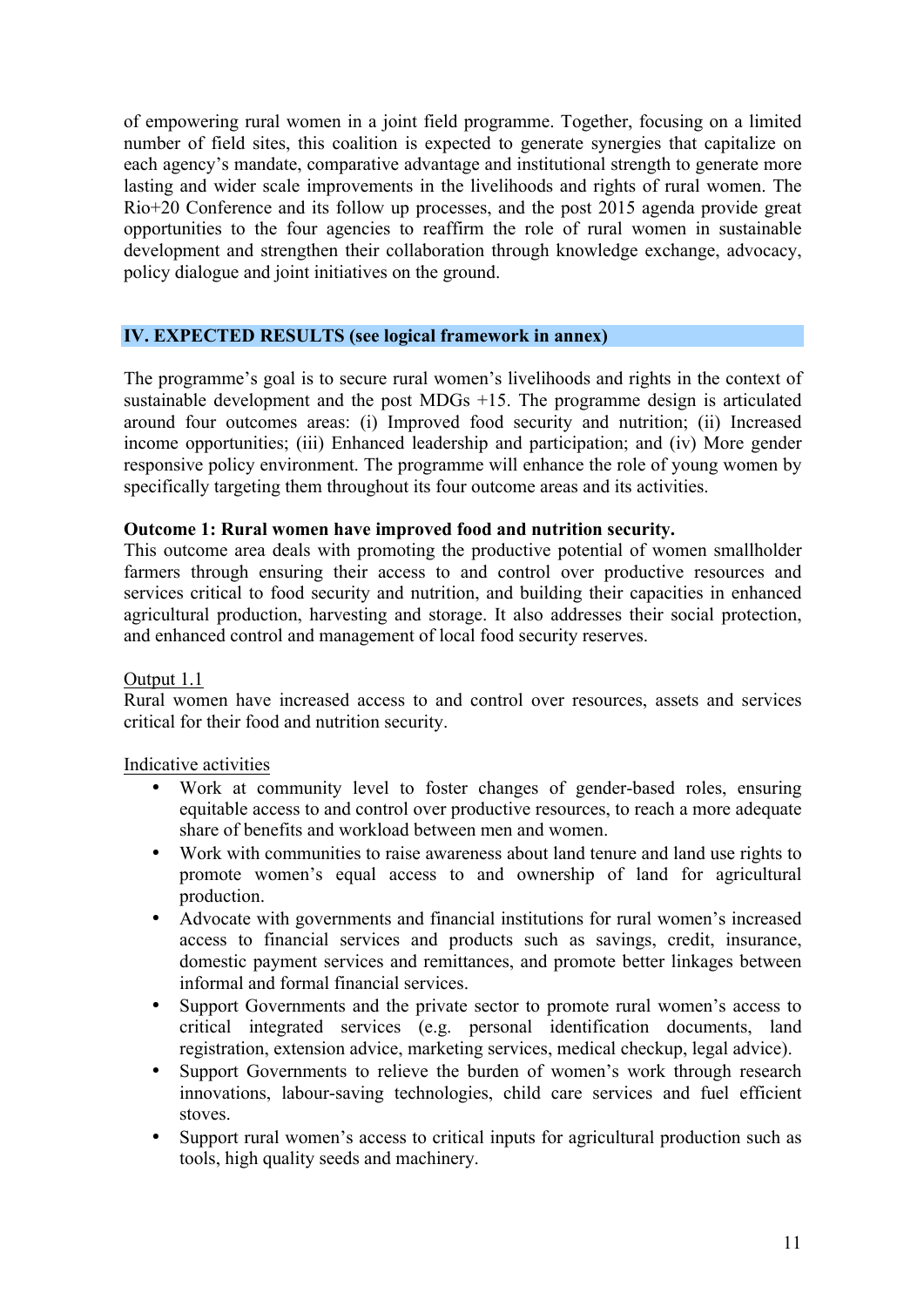of empowering rural women in a joint field programme. Together, focusing on a limited number of field sites, this coalition is expected to generate synergies that capitalize on each agency's mandate, comparative advantage and institutional strength to generate more lasting and wider scale improvements in the livelihoods and rights of rural women. The Rio+20 Conference and its follow up processes, and the post 2015 agenda provide great opportunities to the four agencies to reaffirm the role of rural women in sustainable development and strengthen their collaboration through knowledge exchange, advocacy, policy dialogue and joint initiatives on the ground.

## IV. EXPECTED RESULTS (see logical framework in annex)

The programme's goal is to secure rural women's livelihoods and rights in the context of sustainable development and the post MDGs +15. The programme design is articulated around four outcomes areas: (i) Improved food security and nutrition; (ii) Increased income opportunities; (iii) Enhanced leadership and participation; and (iv) More gender responsive policy environment. The programme will enhance the role of young women by specifically targeting them throughout its four outcome areas and its activities.

**Outcome 1: Rural women have improved food and nutrition security.**

This outcome area deals with promoting the productive potential of women smallholder farmers through ensuring their access to and control over productive resources and services critical to food security and nutrition, and building their capacities in enhanced agricultural production, harvesting and storage. It also addresses their social protection, and enhanced control and management of local food security reserves.

Output 1.1

Rural women have increased access to and control over resources, assets and services critical for their food and nutrition security.

Indicative activities

- Work at community level to foster changes of gender-based roles, ensuring equitable access to and control over productive resources, to reach a more adequate share of benefits and workload between men and women.
- Work with communities to raise awareness about land tenure and land use rights to promote women's equal access to and ownership of land for agricultural production.
- Advocate with governments and financial institutions for rural women's increased access to financial services and products such as savings, credit, insurance, domestic payment services and remittances, and promote better linkages between informal and formal financial services.
- Support Governments and the private sector to promote rural women's access to critical integrated services (e.g. personal identification documents, land registration, extension advice, marketing services, medical checkup, legal advice).
- Support Governments to relieve the burden of women's work through research innovations, labour-saving technologies, child care services and fuel efficient stoves.
- Support rural women's access to critical inputs for agricultural production such as tools, high quality seeds and machinery.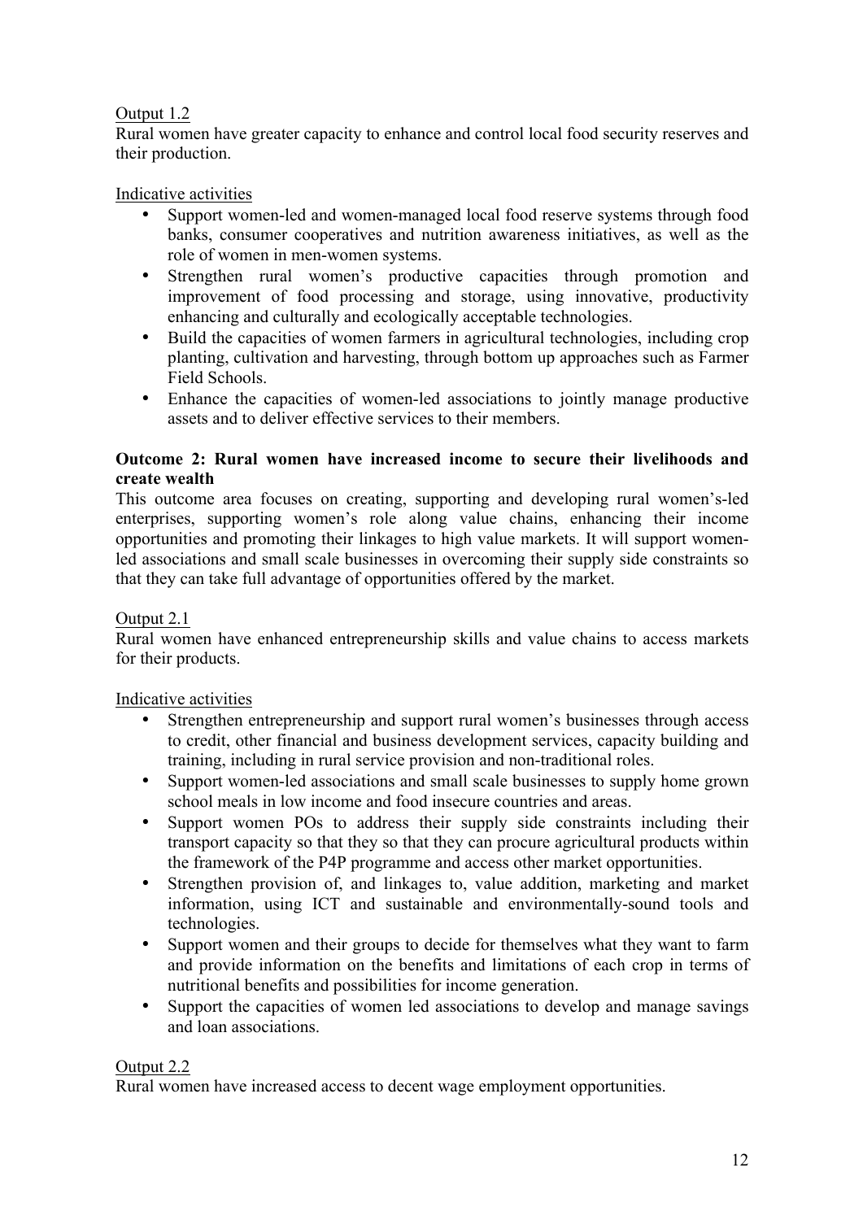Output 1.2

Rural women have greater capacity to enhance and control local food security reserves and their production.

Indicative activities

- Support women-led and women-managed local food reserve systems through food banks, consumer cooperatives and nutrition awareness initiatives, as well as the role of women in men-women systems.
- Strengthen rural women's productive capacities through promotion and improvement of food processing and storage, using innovative, productivity enhancing and culturally and ecologically acceptable technologies.
- Build the capacities of women farmers in agricultural technologies, including crop planting, cultivation and harvesting, through bottom up approaches such as Farmer Field Schools.
- Enhance the capacities of women-led associations to jointly manage productive assets and to deliver effective services to their members.

**Outcome 2: Rural women have increased income to secure their livelihoods and create wealth**

This outcome area focuses on creating, supporting and developing rural women's-led enterprises, supporting women's role along value chains, enhancing their income opportunities and promoting their linkages to high value markets. It will support women-led associations and small scale businesses in overcoming their supply side constraints so that they can take full advantage of opportunities offered by the market.

Output 2.1

Rural women have enhanced entrepreneurship skills and value chains to access markets for their products.

Indicative activities

- Strengthen entrepreneurship and support rural women's businesses through access to credit, other financial and business development services, capacity building and training, including in rural service provision and non-traditional roles.
- Support women-led associations and small scale businesses to supply home grown school meals in low income and food insecure countries and areas.
- Support women POs to address their supply side constraints including their transport capacity so that they so that they can procure agricultural products within the framework of the P4P programme and access other market opportunities.
- Strengthen provision of, and linkages to, value addition, marketing and market information, using ICT and sustainable and environmentally-sound tools and technologies.
- Support women and their groups to decide for themselves what they want to farm and provide information on the benefits and limitations of each crop in terms of nutritional benefits and possibilities for income generation.
- Support the capacities of women led associations to develop and manage savings and loan associations.

Output 2.2

Rural women have increased access to decent wage employment opportunities.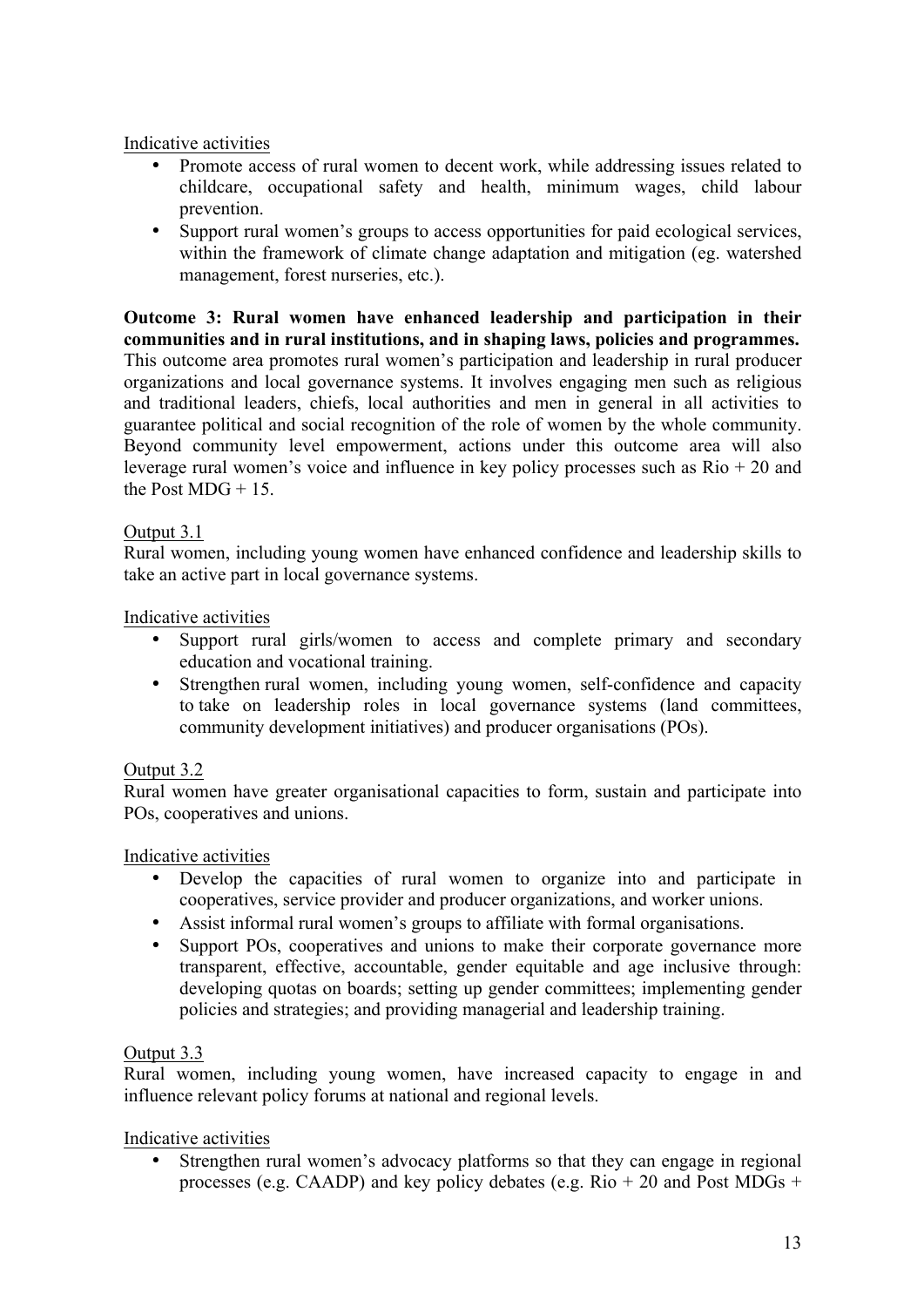Indicative activities

- Promote access of rural women to decent work, while addressing issues related to childcare, occupational safety and health, minimum wages, child labour prevention.
- Support rural women's groups to access opportunities for paid ecological services, within the framework of climate change adaptation and mitigation (eg. watershed management, forest nurseries, etc.).

**Outcome 3: Rural women have enhanced leadership and participation in their communities and in rural institutions, and in shaping laws, policies and programmes.** This outcome area promotes rural women's participation and leadership in rural producer organizations and local governance systems. It involves engaging men such as religious and traditional leaders, chiefs, local authorities and men in general in all activities to guarantee political and social recognition of the role of women by the whole community. Beyond community level empowerment, actions under this outcome area will also leverage rural women's voice and influence in key policy processes such as Rio + 20 and the Post MDG + 15.

Output 3.1

Rural women, including young women have enhanced confidence and leadership skills to take an active part in local governance systems.

Indicative activities

- Support rural girls/women to access and complete primary and secondary education and vocational training.
- Strengthen rural women, including young women, self-confidence and capacity to take on leadership roles in local governance systems (land committees, community development initiatives) and producer organisations (POs).

Output 3.2

Rural women have greater organisational capacities to form, sustain and participate into POs, cooperatives and unions.

Indicative activities

- Develop the capacities of rural women to organize into and participate in cooperatives, service provider and producer organizations, and worker unions.
- Assist informal rural women's groups to affiliate with formal organisations.
- Support POs, cooperatives and unions to make their corporate governance more transparent, effective, accountable, gender equitable and age inclusive through: developing quotas on boards; setting up gender committees; implementing gender policies and strategies; and providing managerial and leadership training.

Output 3.3

Rural women, including young women, have increased capacity to engage in and influence relevant policy forums at national and regional levels.

Indicative activities

- Strengthen rural women's advocacy platforms so that they can engage in regional processes (e.g. CAADP) and key policy debates (e.g. Rio + 20 and Post MDGs +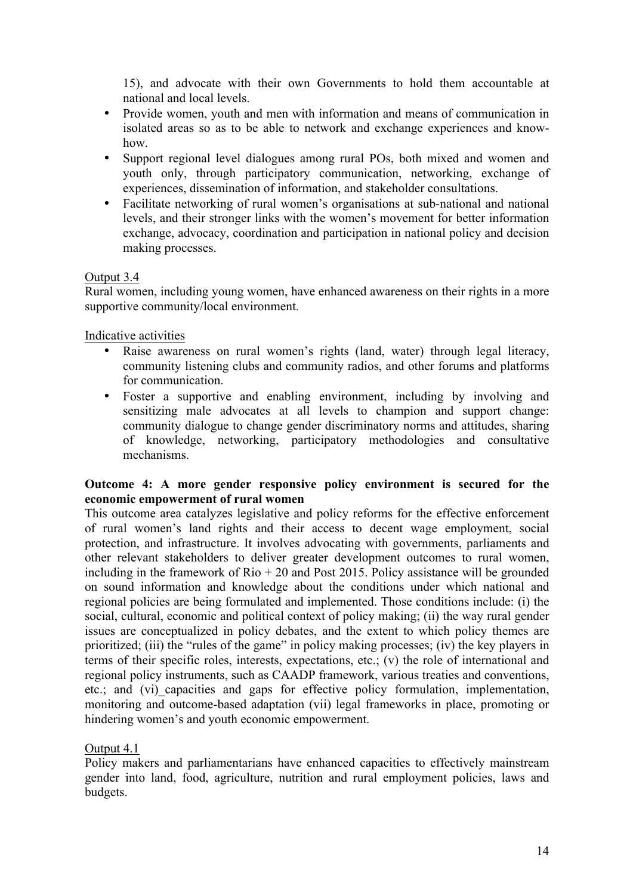15), and advocate with their own Governments to hold them accountable at national and local levels.

- Provide women, youth and men with information and means of communication in isolated areas so as to be able to network and exchange experiences and know-how.
- Support regional level dialogues among rural POs, both mixed and women and youth only, through participatory communication, networking, exchange of experiences, dissemination of information, and stakeholder consultations.
- Facilitate networking of rural women's organisations at sub-national and national levels, and their stronger links with the women's movement for better information exchange, advocacy, coordination and participation in national policy and decision making processes.

Output 3.4

Rural women, including young women, have enhanced awareness on their rights in a more supportive community/local environment.

Indicative activities

- Raise awareness on rural women's rights (land, water) through legal literacy, community listening clubs and community radios, and other forums and platforms for communication.
- Foster a supportive and enabling environment, including by involving and sensitizing male advocates at all levels to champion and support change: community dialogue to change gender discriminatory norms and attitudes, sharing of knowledge, networking, participatory methodologies and consultative mechanisms.

**Outcome 4: A more gender responsive policy environment is secured for the economic empowerment of rural women**

This outcome area catalyzes legislative and policy reforms for the effective enforcement of rural women's land rights and their access to decent wage employment, social protection, and infrastructure. It involves advocating with governments, parliaments and other relevant stakeholders to deliver greater development outcomes to rural women, including in the framework of Rio + 20 and Post 2015. Policy assistance will be grounded on sound information and knowledge about the conditions under which national and regional policies are being formulated and implemented. Those conditions include: (i) the social, cultural, economic and political context of policy making; (ii) the way rural gender issues are conceptualized in policy debates, and the extent to which policy themes are prioritized; (iii) the "rules of the game" in policy making processes; (iv) the key players in terms of their specific roles, interests, expectations, etc.; (v) the role of international and regional policy instruments, such as CAADP framework, various treaties and conventions, etc.; and (vi)_capacities and gaps for effective policy formulation, implementation, monitoring and outcome-based adaptation (vii) legal frameworks in place, promoting or hindering women's and youth economic empowerment.

Output 4.1

Policy makers and parliamentarians have enhanced capacities to effectively mainstream gender into land, food, agriculture, nutrition and rural employment policies, laws and budgets.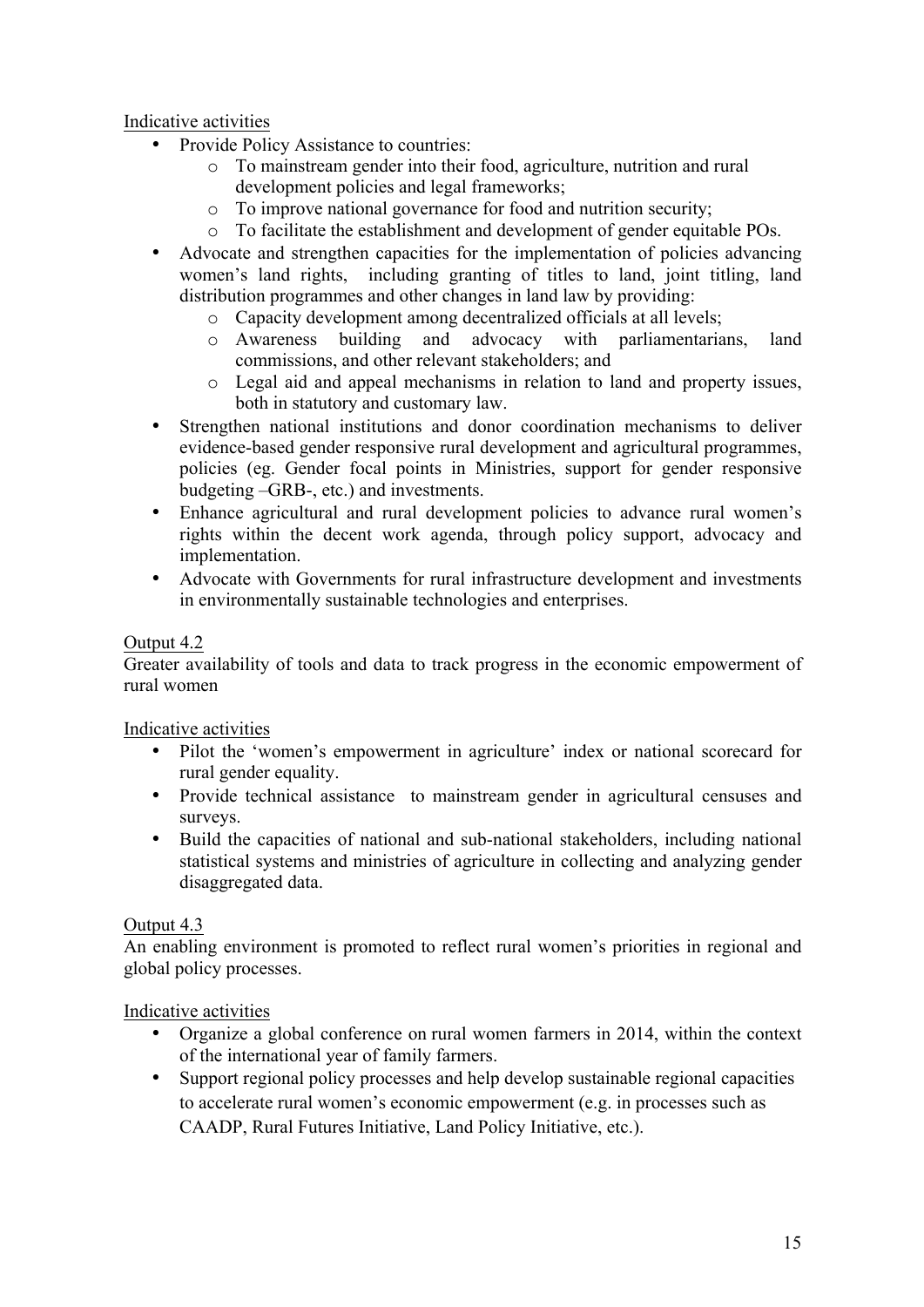Indicative activities

- Provide Policy Assistance to countries:
  - To mainstream gender into their food, agriculture, nutrition and rural development policies and legal frameworks;
  - To improve national governance for food and nutrition security;
  - To facilitate the establishment and development of gender equitable POs.
- Advocate and strengthen capacities for the implementation of policies advancing women's land rights, including granting of titles to land, joint titling, land distribution programmes and other changes in land law by providing:
  - Capacity development among decentralized officials at all levels;
  - Awareness building and advocacy with parliamentarians, land commissions, and other relevant stakeholders; and
  - Legal aid and appeal mechanisms in relation to land and property issues, both in statutory and customary law.
- Strengthen national institutions and donor coordination mechanisms to deliver evidence-based gender responsive rural development and agricultural programmes, policies (eg. Gender focal points in Ministries, support for gender responsive budgeting –GRB-, etc.) and investments.
- Enhance agricultural and rural development policies to advance rural women's rights within the decent work agenda, through policy support, advocacy and implementation.
- Advocate with Governments for rural infrastructure development and investments in environmentally sustainable technologies and enterprises.

Output 4.2

Greater availability of tools and data to track progress in the economic empowerment of rural women

Indicative activities

- Pilot the 'women's empowerment in agriculture' index or national scorecard for rural gender equality.
- Provide technical assistance to mainstream gender in agricultural censuses and surveys.
- Build the capacities of national and sub-national stakeholders, including national statistical systems and ministries of agriculture in collecting and analyzing gender disaggregated data.

Output 4.3

An enabling environment is promoted to reflect rural women's priorities in regional and global policy processes.

Indicative activities

- Organize a global conference on rural women farmers in 2014, within the context of the international year of family farmers.
- Support regional policy processes and help develop sustainable regional capacities to accelerate rural women's economic empowerment (e.g. in processes such as CAADP, Rural Futures Initiative, Land Policy Initiative, etc.).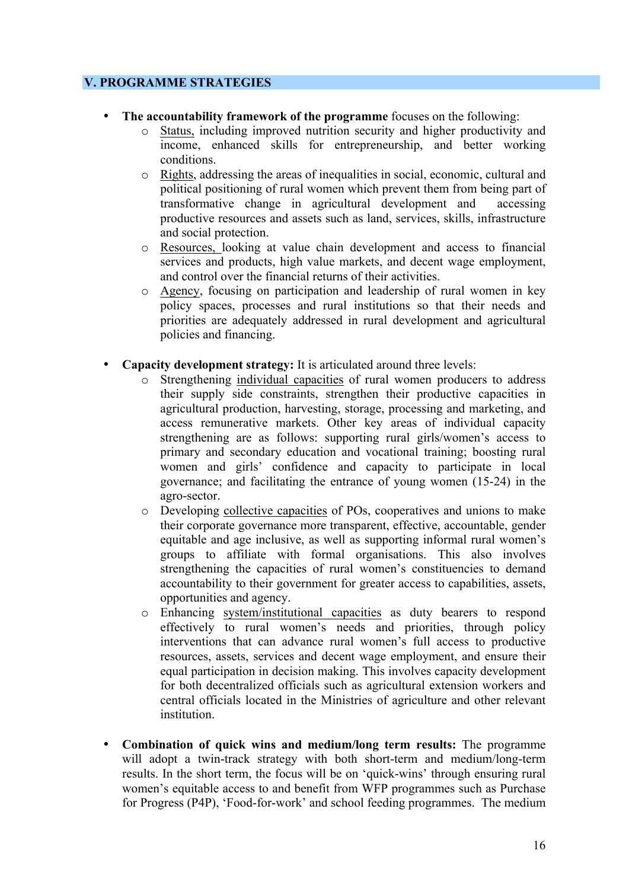## V. PROGRAMME STRATEGIES

- **The accountability framework of the programme** focuses on the following:
  - Status, including improved nutrition security and higher productivity and income, enhanced skills for entrepreneurship, and better working conditions.
  - Rights, addressing the areas of inequalities in social, economic, cultural and political positioning of rural women which prevent them from being part of transformative change in agricultural development and accessing productive resources and assets such as land, services, skills, infrastructure and social protection.
  - Resources, looking at value chain development and access to financial services and products, high value markets, and decent wage employment, and control over the financial returns of their activities.
  - Agency, focusing on participation and leadership of rural women in key policy spaces, processes and rural institutions so that their needs and priorities are adequately addressed in rural development and agricultural policies and financing.

- **Capacity development strategy:** It is articulated around three levels:
  - Strengthening individual capacities of rural women producers to address their supply side constraints, strengthen their productive capacities in agricultural production, harvesting, storage, processing and marketing, and access remunerative markets. Other key areas of individual capacity strengthening are as follows: supporting rural girls/women's access to primary and secondary education and vocational training; boosting rural women and girls' confidence and capacity to participate in local governance; and facilitating the entrance of young women (15-24) in the agro-sector.
  - Developing collective capacities of POs, cooperatives and unions to make their corporate governance more transparent, effective, accountable, gender equitable and age inclusive, as well as supporting informal rural women's groups to affiliate with formal organisations. This also involves strengthening the capacities of rural women's constituencies to demand accountability to their government for greater access to capabilities, assets, opportunities and agency.
  - Enhancing system/institutional capacities as duty bearers to respond effectively to rural women's needs and priorities, through policy interventions that can advance rural women's full access to productive resources, assets, services and decent wage employment, and ensure their equal participation in decision making. This involves capacity development for both decentralized officials such as agricultural extension workers and central officials located in the Ministries of agriculture and other relevant institution.

- **Combination of quick wins and medium/long term results:** The programme will adopt a twin-track strategy with both short-term and medium/long-term results. In the short term, the focus will be on 'quick-wins' through ensuring rural women's equitable access to and benefit from WFP programmes such as Purchase for Progress (P4P), 'Food-for-work' and school feeding programmes. The medium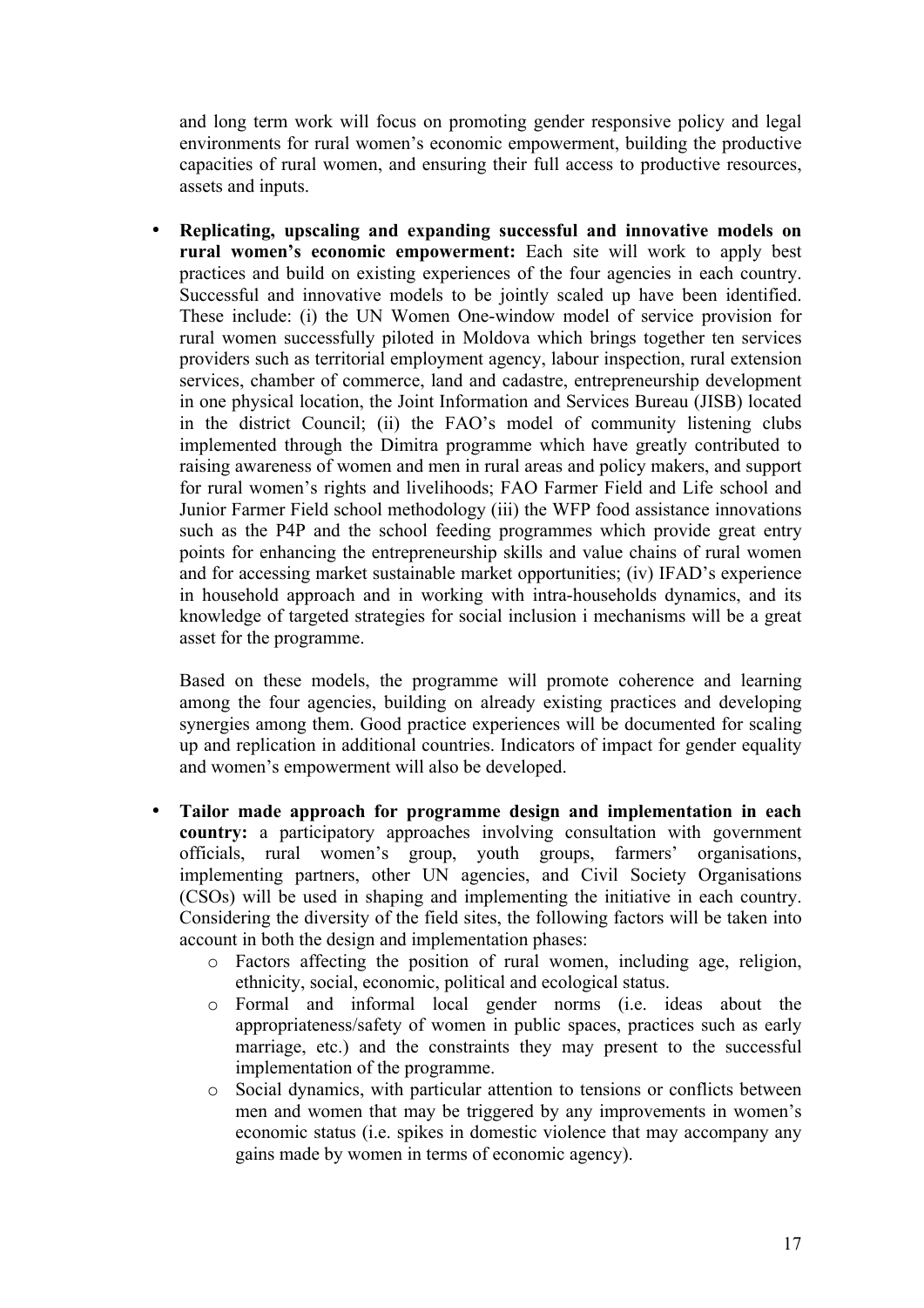and long term work will focus on promoting gender responsive policy and legal environments for rural women's economic empowerment, building the productive capacities of rural women, and ensuring their full access to productive resources, assets and inputs.

- **Replicating, upscaling and expanding successful and innovative models on rural women's economic empowerment:** Each site will work to apply best practices and build on existing experiences of the four agencies in each country. Successful and innovative models to be jointly scaled up have been identified. These include: (i) the UN Women One-window model of service provision for rural women successfully piloted in Moldova which brings together ten services providers such as territorial employment agency, labour inspection, rural extension services, chamber of commerce, land and cadastre, entrepreneurship development in one physical location, the Joint Information and Services Bureau (JISB) located in the district Council; (ii) the FAO's model of community listening clubs implemented through the Dimitra programme which have greatly contributed to raising awareness of women and men in rural areas and policy makers, and support for rural women's rights and livelihoods; FAO Farmer Field and Life school and Junior Farmer Field school methodology (iii) the WFP food assistance innovations such as the P4P and the school feeding programmes which provide great entry points for enhancing the entrepreneurship skills and value chains of rural women and for accessing market sustainable market opportunities; (iv) IFAD's experience in household approach and in working with intra-households dynamics, and its knowledge of targeted strategies for social inclusion i mechanisms will be a great asset for the programme.

  Based on these models, the programme will promote coherence and learning among the four agencies, building on already existing practices and developing synergies among them. Good practice experiences will be documented for scaling up and replication in additional countries. Indicators of impact for gender equality and women's empowerment will also be developed.

- **Tailor made approach for programme design and implementation in each country:** a participatory approaches involving consultation with government officials, rural women's group, youth groups, farmers' organisations, implementing partners, other UN agencies, and Civil Society Organisations (CSOs) will be used in shaping and implementing the initiative in each country. Considering the diversity of the field sites, the following factors will be taken into account in both the design and implementation phases:
  - Factors affecting the position of rural women, including age, religion, ethnicity, social, economic, political and ecological status.
  - Formal and informal local gender norms (i.e. ideas about the appropriateness/safety of women in public spaces, practices such as early marriage, etc.) and the constraints they may present to the successful implementation of the programme.
  - Social dynamics, with particular attention to tensions or conflicts between men and women that may be triggered by any improvements in women's economic status (i.e. spikes in domestic violence that may accompany any gains made by women in terms of economic agency).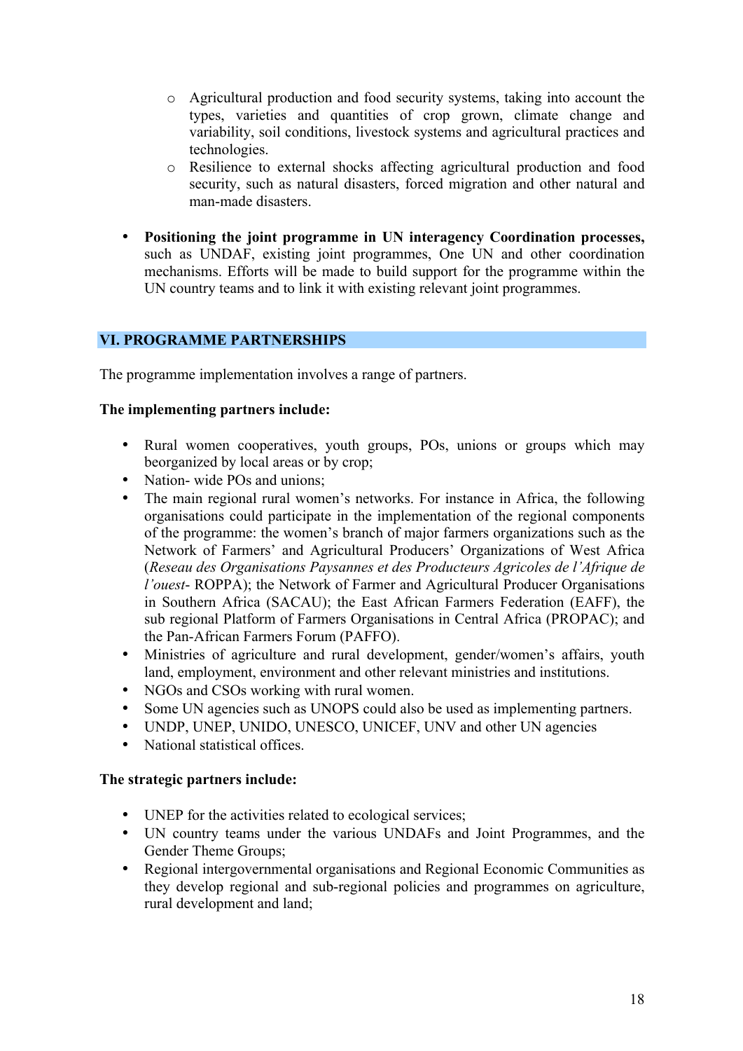- Agricultural production and food security systems, taking into account the types, varieties and quantities of crop grown, climate change and variability, soil conditions, livestock systems and agricultural practices and technologies.
  - Resilience to external shocks affecting agricultural production and food security, such as natural disasters, forced migration and other natural and man-made disasters.

- **Positioning the joint programme in UN interagency Coordination processes,** such as UNDAF, existing joint programmes, One UN and other coordination mechanisms. Efforts will be made to build support for the programme within the UN country teams and to link it with existing relevant joint programmes.

## VI. PROGRAMME PARTNERSHIPS

The programme implementation involves a range of partners.

**The implementing partners include:**

- Rural women cooperatives, youth groups, POs, unions or groups which may beorganized by local areas or by crop;
- Nation- wide POs and unions;
- The main regional rural women's networks. For instance in Africa, the following organisations could participate in the implementation of the regional components of the programme: the women's branch of major farmers organizations such as the Network of Farmers' and Agricultural Producers' Organizations of West Africa (*Reseau des Organisations Paysannes et des Producteurs Agricoles de l'Afrique de l'ouest*- ROPPA); the Network of Farmer and Agricultural Producer Organisations in Southern Africa (SACAU); the East African Farmers Federation (EAFF), the sub regional Platform of Farmers Organisations in Central Africa (PROPAC); and the Pan-African Farmers Forum (PAFFO).
- Ministries of agriculture and rural development, gender/women's affairs, youth land, employment, environment and other relevant ministries and institutions.
- NGOs and CSOs working with rural women.
- Some UN agencies such as UNOPS could also be used as implementing partners.
- UNDP, UNEP, UNIDO, UNESCO, UNICEF, UNV and other UN agencies
- National statistical offices.

**The strategic partners include:**

- UNEP for the activities related to ecological services;
- UN country teams under the various UNDAFs and Joint Programmes, and the Gender Theme Groups;
- Regional intergovernmental organisations and Regional Economic Communities as they develop regional and sub-regional policies and programmes on agriculture, rural development and land;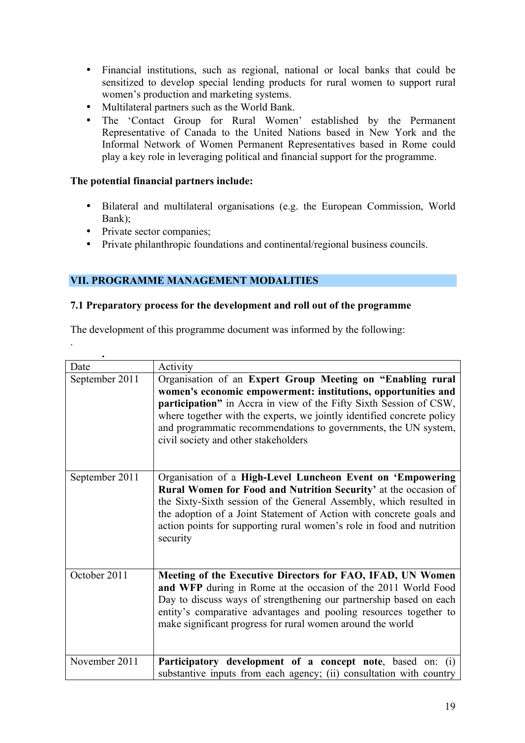- Financial institutions, such as regional, national or local banks that could be sensitized to develop special lending products for rural women to support rural women's production and marketing systems.
- Multilateral partners such as the World Bank.
- The 'Contact Group for Rural Women' established by the Permanent Representative of Canada to the United Nations based in New York and the Informal Network of Women Permanent Representatives based in Rome could play a key role in leveraging political and financial support for the programme.

**The potential financial partners include:**

- Bilateral and multilateral organisations (e.g. the European Commission, World Bank);
- Private sector companies;
- Private philanthropic foundations and continental/regional business councils.

## VII. PROGRAMME MANAGEMENT MODALITIES

### 7.1 Preparatory process for the development and roll out of the programme

The development of this programme document was informed by the following:

| Date | Activity |
|---|---|
| September 2011 | Organisation of an **Expert Group Meeting on "Enabling rural women's economic empowerment: institutions, opportunities and participation"** in Accra in view of the Fifty Sixth Session of CSW, where together with the experts, we jointly identified concrete policy and programmatic recommendations to governments, the UN system, civil society and other stakeholders |
| September 2011 | Organisation of a **High-Level Luncheon Event on 'Empowering Rural Women for Food and Nutrition Security'** at the occasion of the Sixty-Sixth session of the General Assembly, which resulted in the adoption of a Joint Statement of Action with concrete goals and action points for supporting rural women's role in food and nutrition security |
| October 2011 | **Meeting of the Executive Directors for FAO, IFAD, UN Women and WFP** during in Rome at the occasion of the 2011 World Food Day to discuss ways of strengthening our partnership based on each entity's comparative advantages and pooling resources together to make significant progress for rural women around the world |
| November 2011 | **Participatory development of a concept note**, based on: (i) substantive inputs from each agency; (ii) consultation with country |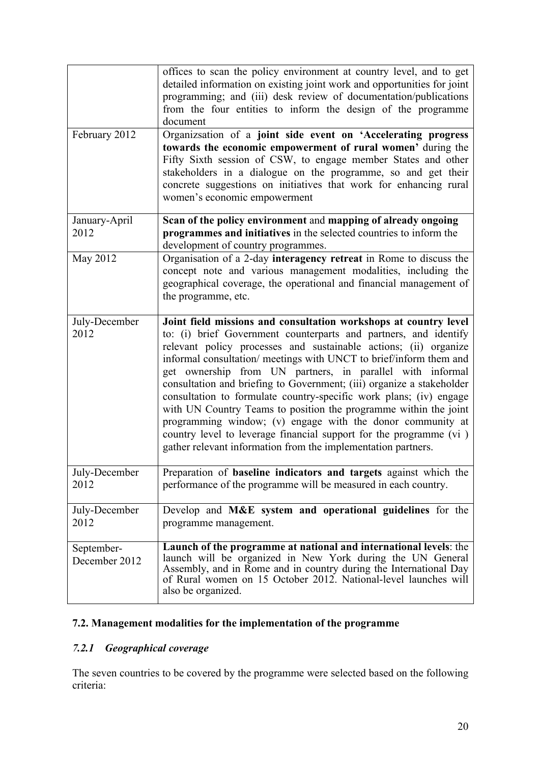| | |
|---|---|
| | offices to scan the policy environment at country level, and to get detailed information on existing joint work and opportunities for joint programming; and (iii) desk review of documentation/publications from the four entities to inform the design of the programme document |
| February 2012 | Organizsation of a **joint side event on 'Accelerating progress towards the economic empowerment of rural women'** during the Fifty Sixth session of CSW, to engage member States and other stakeholders in a dialogue on the programme, so and get their concrete suggestions on initiatives that work for enhancing rural women's economic empowerment |
| January-April 2012 | **Scan of the policy environment** and **mapping of already ongoing programmes and initiatives** in the selected countries to inform the development of country programmes. |
| May 2012 | Organisation of a 2-day **interagency retreat** in Rome to discuss the concept note and various management modalities, including the geographical coverage, the operational and financial management of the programme, etc. |
| July-December 2012 | **Joint field missions and consultation workshops at country level** to: (i) brief Government counterparts and partners, and identify relevant policy processes and sustainable actions; (ii) organize informal consultation/ meetings with UNCT to brief/inform them and get ownership from UN partners, in parallel with informal consultation and briefing to Government; (iii) organize a stakeholder consultation to formulate country-specific work plans; (iv) engage with UN Country Teams to position the programme within the joint programming window; (v) engage with the donor community at country level to leverage financial support for the programme (vi ) gather relevant information from the implementation partners. |
| July-December 2012 | Preparation of **baseline indicators and targets** against which the performance of the programme will be measured in each country. |
| July-December 2012 | Develop and **M&E system and operational guidelines** for the programme management. |
| September-December 2012 | **Launch of the programme at national and international levels**: the launch will be organized in New York during the UN General Assembly, and in Rome and in country during the International Day of Rural women on 15 October 2012. National-level launches will also be organized. |

### 7.2. Management modalities for the implementation of the programme

#### *7.2.1 Geographical coverage*

The seven countries to be covered by the programme were selected based on the following criteria: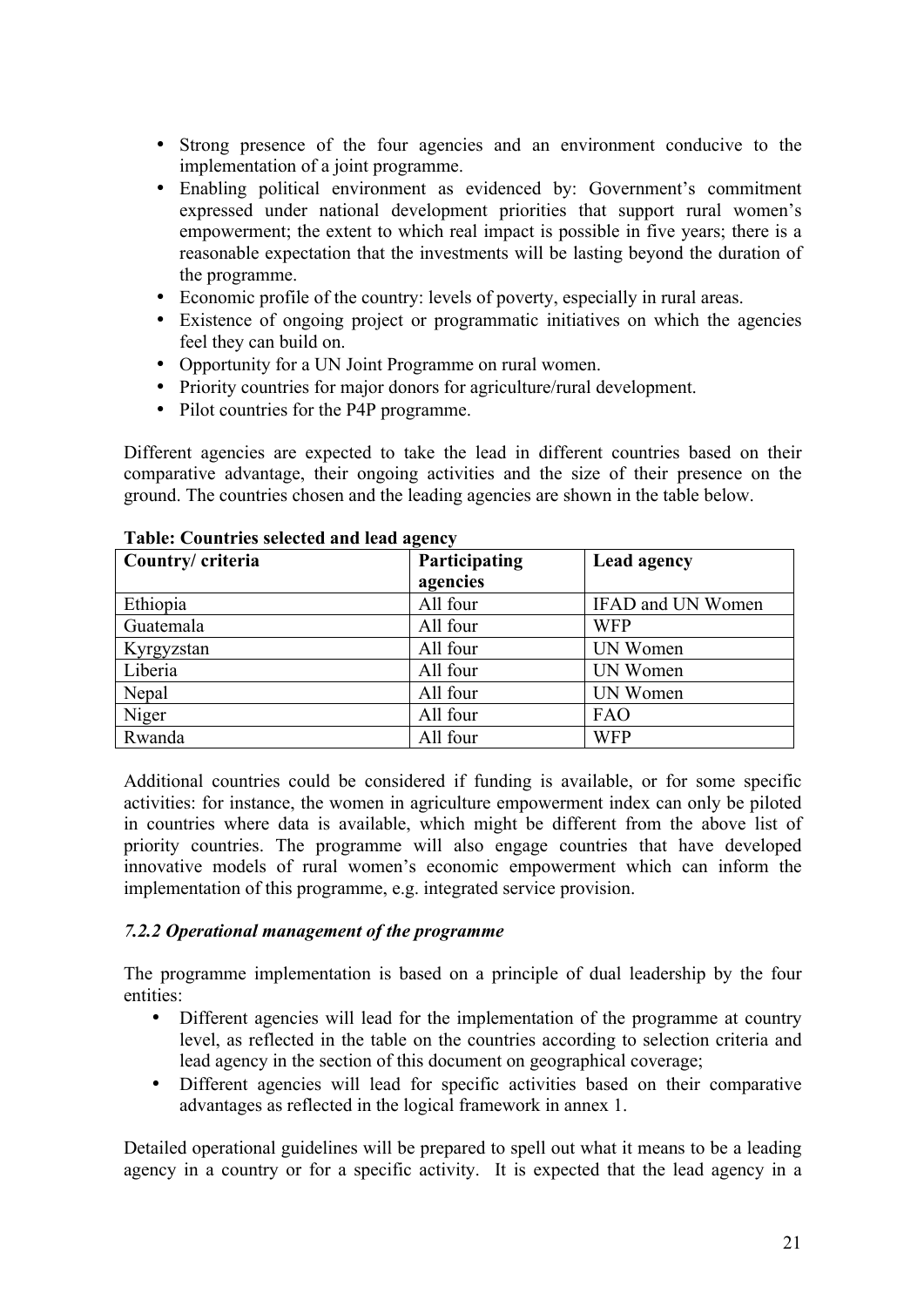- Strong presence of the four agencies and an environment conducive to the implementation of a joint programme.
- Enabling political environment as evidenced by: Government's commitment expressed under national development priorities that support rural women's empowerment; the extent to which real impact is possible in five years; there is a reasonable expectation that the investments will be lasting beyond the duration of the programme.
- Economic profile of the country: levels of poverty, especially in rural areas.
- Existence of ongoing project or programmatic initiatives on which the agencies feel they can build on.
- Opportunity for a UN Joint Programme on rural women.
- Priority countries for major donors for agriculture/rural development.
- Pilot countries for the P4P programme.

Different agencies are expected to take the lead in different countries based on their comparative advantage, their ongoing activities and the size of their presence on the ground. The countries chosen and the leading agencies are shown in the table below.

**Table: Countries selected and lead agency**

| Country/ criteria | Participating agencies | Lead agency |
|---|---|---|
| Ethiopia | All four | IFAD and UN Women |
| Guatemala | All four | WFP |
| Kyrgyzstan | All four | UN Women |
| Liberia | All four | UN Women |
| Nepal | All four | UN Women |
| Niger | All four | FAO |
| Rwanda | All four | WFP |

Additional countries could be considered if funding is available, or for some specific activities: for instance, the women in agriculture empowerment index can only be piloted in countries where data is available, which might be different from the above list of priority countries. The programme will also engage countries that have developed innovative models of rural women's economic empowerment which can inform the implementation of this programme, e.g. integrated service provision.

#### *7.2.2 Operational management of the programme*

The programme implementation is based on a principle of dual leadership by the four entities:

- Different agencies will lead for the implementation of the programme at country level, as reflected in the table on the countries according to selection criteria and lead agency in the section of this document on geographical coverage;
- Different agencies will lead for specific activities based on their comparative advantages as reflected in the logical framework in annex 1.

Detailed operational guidelines will be prepared to spell out what it means to be a leading agency in a country or for a specific activity. It is expected that the lead agency in a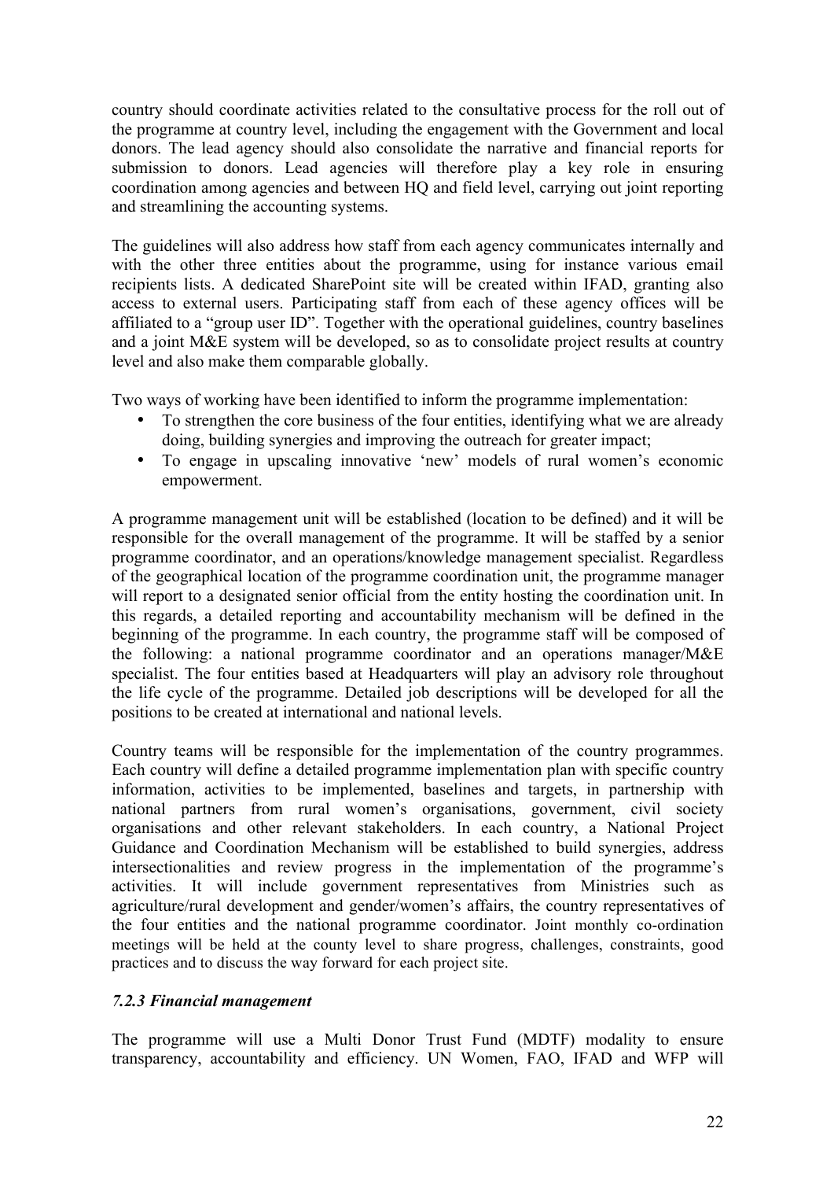country should coordinate activities related to the consultative process for the roll out of the programme at country level, including the engagement with the Government and local donors. The lead agency should also consolidate the narrative and financial reports for submission to donors. Lead agencies will therefore play a key role in ensuring coordination among agencies and between HQ and field level, carrying out joint reporting and streamlining the accounting systems.

The guidelines will also address how staff from each agency communicates internally and with the other three entities about the programme, using for instance various email recipients lists. A dedicated SharePoint site will be created within IFAD, granting also access to external users. Participating staff from each of these agency offices will be affiliated to a "group user ID". Together with the operational guidelines, country baselines and a joint M&E system will be developed, so as to consolidate project results at country level and also make them comparable globally.

Two ways of working have been identified to inform the programme implementation:

- To strengthen the core business of the four entities, identifying what we are already doing, building synergies and improving the outreach for greater impact;
- To engage in upscaling innovative 'new' models of rural women's economic empowerment.

A programme management unit will be established (location to be defined) and it will be responsible for the overall management of the programme. It will be staffed by a senior programme coordinator, and an operations/knowledge management specialist. Regardless of the geographical location of the programme coordination unit, the programme manager will report to a designated senior official from the entity hosting the coordination unit. In this regards, a detailed reporting and accountability mechanism will be defined in the beginning of the programme. In each country, the programme staff will be composed of the following: a national programme coordinator and an operations manager/M&E specialist. The four entities based at Headquarters will play an advisory role throughout the life cycle of the programme. Detailed job descriptions will be developed for all the positions to be created at international and national levels.

Country teams will be responsible for the implementation of the country programmes. Each country will define a detailed programme implementation plan with specific country information, activities to be implemented, baselines and targets, in partnership with national partners from rural women's organisations, government, civil society organisations and other relevant stakeholders. In each country, a National Project Guidance and Coordination Mechanism will be established to build synergies, address intersectionalities and review progress in the implementation of the programme's activities. It will include government representatives from Ministries such as agriculture/rural development and gender/women's affairs, the country representatives of the four entities and the national programme coordinator. Joint monthly co-ordination meetings will be held at the county level to share progress, challenges, constraints, good practices and to discuss the way forward for each project site.

### *7.2.3 Financial management*

The programme will use a Multi Donor Trust Fund (MDTF) modality to ensure transparency, accountability and efficiency. UN Women, FAO, IFAD and WFP will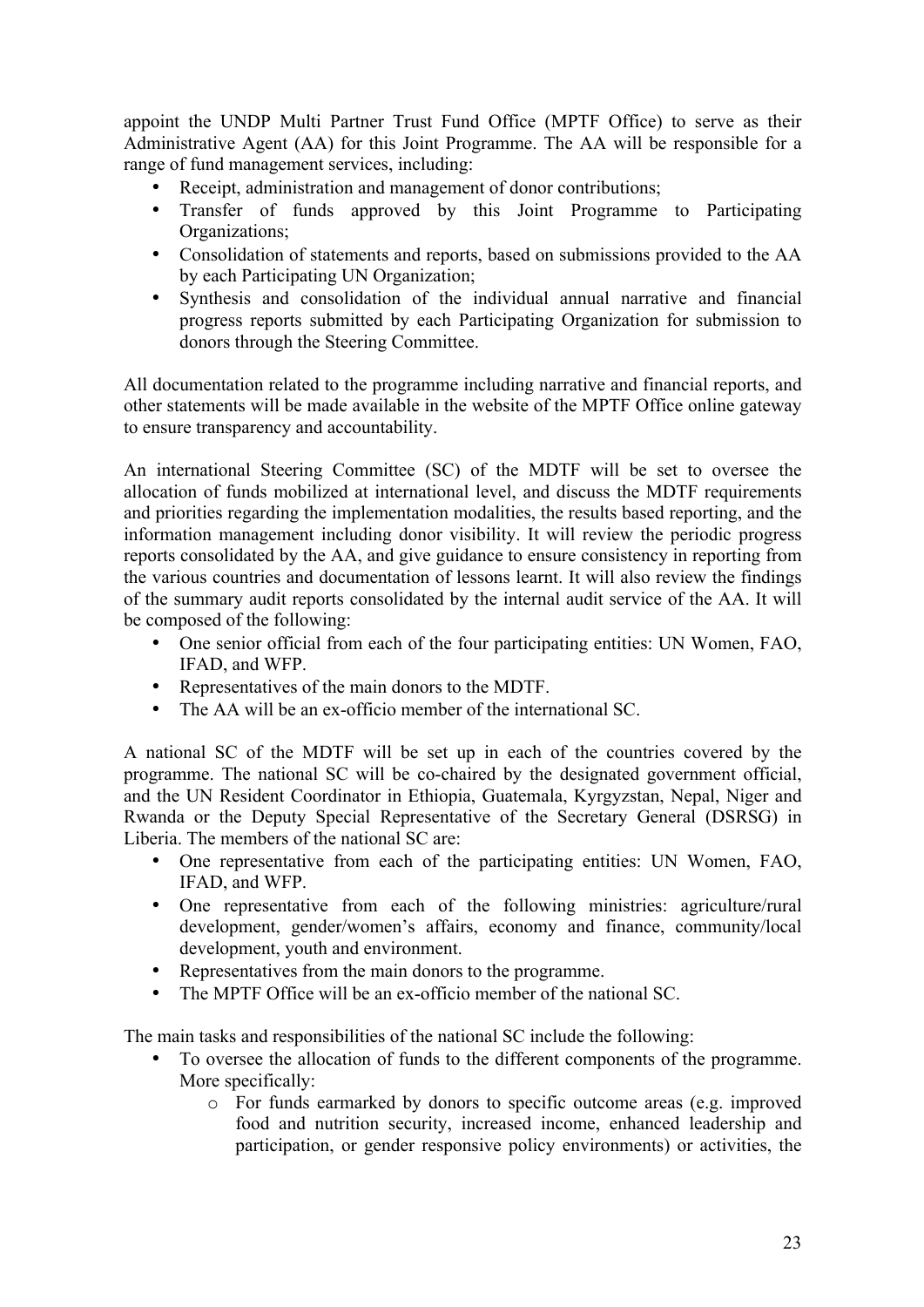appoint the UNDP Multi Partner Trust Fund Office (MPTF Office) to serve as their Administrative Agent (AA) for this Joint Programme. The AA will be responsible for a range of fund management services, including:

- Receipt, administration and management of donor contributions;
- Transfer of funds approved by this Joint Programme to Participating Organizations;
- Consolidation of statements and reports, based on submissions provided to the AA by each Participating UN Organization;
- Synthesis and consolidation of the individual annual narrative and financial progress reports submitted by each Participating Organization for submission to donors through the Steering Committee.

All documentation related to the programme including narrative and financial reports, and other statements will be made available in the website of the MPTF Office online gateway to ensure transparency and accountability.

An international Steering Committee (SC) of the MDTF will be set to oversee the allocation of funds mobilized at international level, and discuss the MDTF requirements and priorities regarding the implementation modalities, the results based reporting, and the information management including donor visibility. It will review the periodic progress reports consolidated by the AA, and give guidance to ensure consistency in reporting from the various countries and documentation of lessons learnt. It will also review the findings of the summary audit reports consolidated by the internal audit service of the AA. It will be composed of the following:

- One senior official from each of the four participating entities: UN Women, FAO, IFAD, and WFP.
- Representatives of the main donors to the MDTF.
- The AA will be an ex-officio member of the international SC.

A national SC of the MDTF will be set up in each of the countries covered by the programme. The national SC will be co-chaired by the designated government official, and the UN Resident Coordinator in Ethiopia, Guatemala, Kyrgyzstan, Nepal, Niger and Rwanda or the Deputy Special Representative of the Secretary General (DSRSG) in Liberia. The members of the national SC are:

- One representative from each of the participating entities: UN Women, FAO, IFAD, and WFP.
- One representative from each of the following ministries: agriculture/rural development, gender/women's affairs, economy and finance, community/local development, youth and environment.
- Representatives from the main donors to the programme.
- The MPTF Office will be an ex-officio member of the national SC.

The main tasks and responsibilities of the national SC include the following:

- To oversee the allocation of funds to the different components of the programme. More specifically:
  - For funds earmarked by donors to specific outcome areas (e.g. improved food and nutrition security, increased income, enhanced leadership and participation, or gender responsive policy environments) or activities, the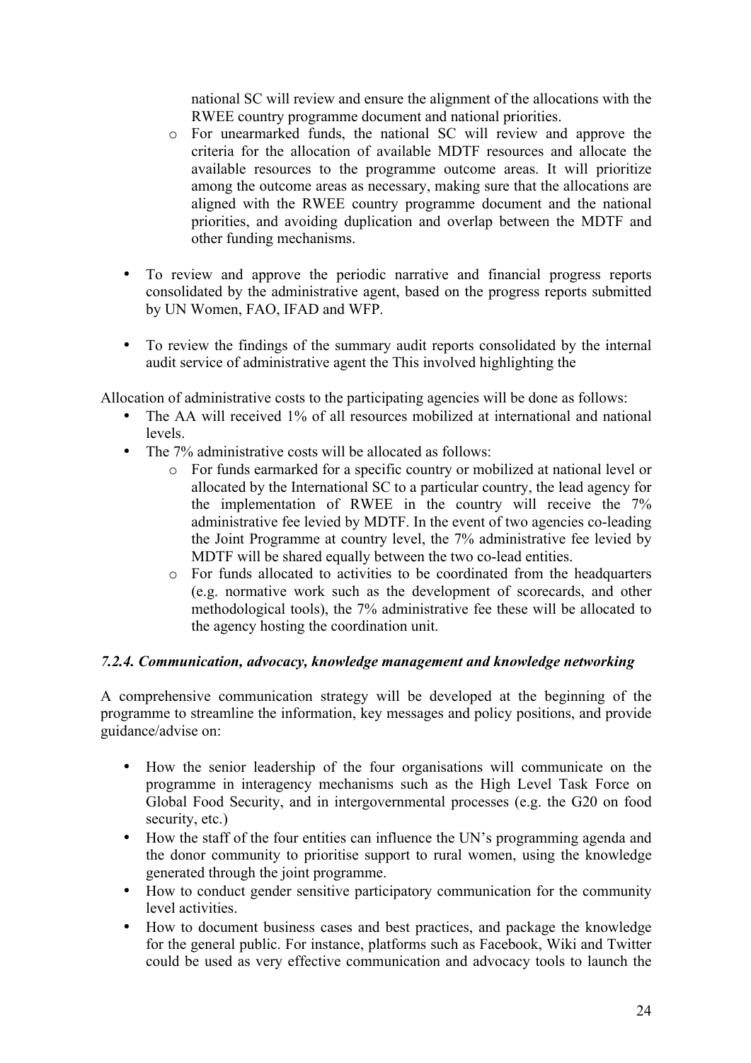national SC will review and ensure the alignment of the allocations with the RWEE country programme document and national priorities.

  - For unearmarked funds, the national SC will review and approve the criteria for the allocation of available MDTF resources and allocate the available resources to the programme outcome areas. It will prioritize among the outcome areas as necessary, making sure that the allocations are aligned with the RWEE country programme document and the national priorities, and avoiding duplication and overlap between the MDTF and other funding mechanisms.

- To review and approve the periodic narrative and financial progress reports consolidated by the administrative agent, based on the progress reports submitted by UN Women, FAO, IFAD and WFP.

- To review the findings of the summary audit reports consolidated by the internal audit service of administrative agent the This involved highlighting the

Allocation of administrative costs to the participating agencies will be done as follows:

- The AA will received 1% of all resources mobilized at international and national levels.
- The 7% administrative costs will be allocated as follows:
  - For funds earmarked for a specific country or mobilized at national level or allocated by the International SC to a particular country, the lead agency for the implementation of RWEE in the country will receive the 7% administrative fee levied by MDTF. In the event of two agencies co-leading the Joint Programme at country level, the 7% administrative fee levied by MDTF will be shared equally between the two co-lead entities.
  - For funds allocated to activities to be coordinated from the headquarters (e.g. normative work such as the development of scorecards, and other methodological tools), the 7% administrative fee these will be allocated to the agency hosting the coordination unit.

#### *7.2.4. Communication, advocacy, knowledge management and knowledge networking*

A comprehensive communication strategy will be developed at the beginning of the programme to streamline the information, key messages and policy positions, and provide guidance/advise on:

- How the senior leadership of the four organisations will communicate on the programme in interagency mechanisms such as the High Level Task Force on Global Food Security, and in intergovernmental processes (e.g. the G20 on food security, etc.)
- How the staff of the four entities can influence the UN's programming agenda and the donor community to prioritise support to rural women, using the knowledge generated through the joint programme.
- How to conduct gender sensitive participatory communication for the community level activities.
- How to document business cases and best practices, and package the knowledge for the general public. For instance, platforms such as Facebook, Wiki and Twitter could be used as very effective communication and advocacy tools to launch the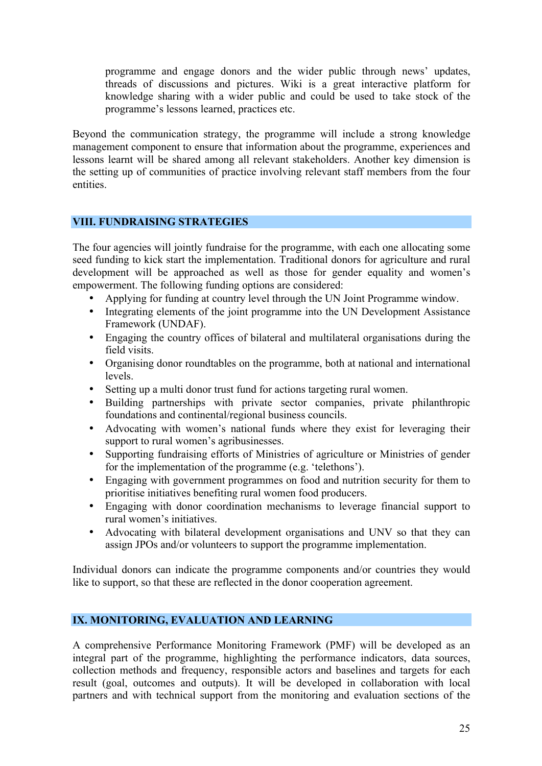programme and engage donors and the wider public through news' updates, threads of discussions and pictures. Wiki is a great interactive platform for knowledge sharing with a wider public and could be used to take stock of the programme's lessons learned, practices etc.

Beyond the communication strategy, the programme will include a strong knowledge management component to ensure that information about the programme, experiences and lessons learnt will be shared among all relevant stakeholders. Another key dimension is the setting up of communities of practice involving relevant staff members from the four entities.

## VIII. FUNDRAISING STRATEGIES

The four agencies will jointly fundraise for the programme, with each one allocating some seed funding to kick start the implementation. Traditional donors for agriculture and rural development will be approached as well as those for gender equality and women's empowerment. The following funding options are considered:

- Applying for funding at country level through the UN Joint Programme window.
- Integrating elements of the joint programme into the UN Development Assistance Framework (UNDAF).
- Engaging the country offices of bilateral and multilateral organisations during the field visits.
- Organising donor roundtables on the programme, both at national and international levels.
- Setting up a multi donor trust fund for actions targeting rural women.
- Building partnerships with private sector companies, private philanthropic foundations and continental/regional business councils.
- Advocating with women's national funds where they exist for leveraging their support to rural women's agribusinesses.
- Supporting fundraising efforts of Ministries of agriculture or Ministries of gender for the implementation of the programme (e.g. 'telethons').
- Engaging with government programmes on food and nutrition security for them to prioritise initiatives benefiting rural women food producers.
- Engaging with donor coordination mechanisms to leverage financial support to rural women's initiatives.
- Advocating with bilateral development organisations and UNV so that they can assign JPOs and/or volunteers to support the programme implementation.

Individual donors can indicate the programme components and/or countries they would like to support, so that these are reflected in the donor cooperation agreement.

## IX. MONITORING, EVALUATION AND LEARNING

A comprehensive Performance Monitoring Framework (PMF) will be developed as an integral part of the programme, highlighting the performance indicators, data sources, collection methods and frequency, responsible actors and baselines and targets for each result (goal, outcomes and outputs). It will be developed in collaboration with local partners and with technical support from the monitoring and evaluation sections of the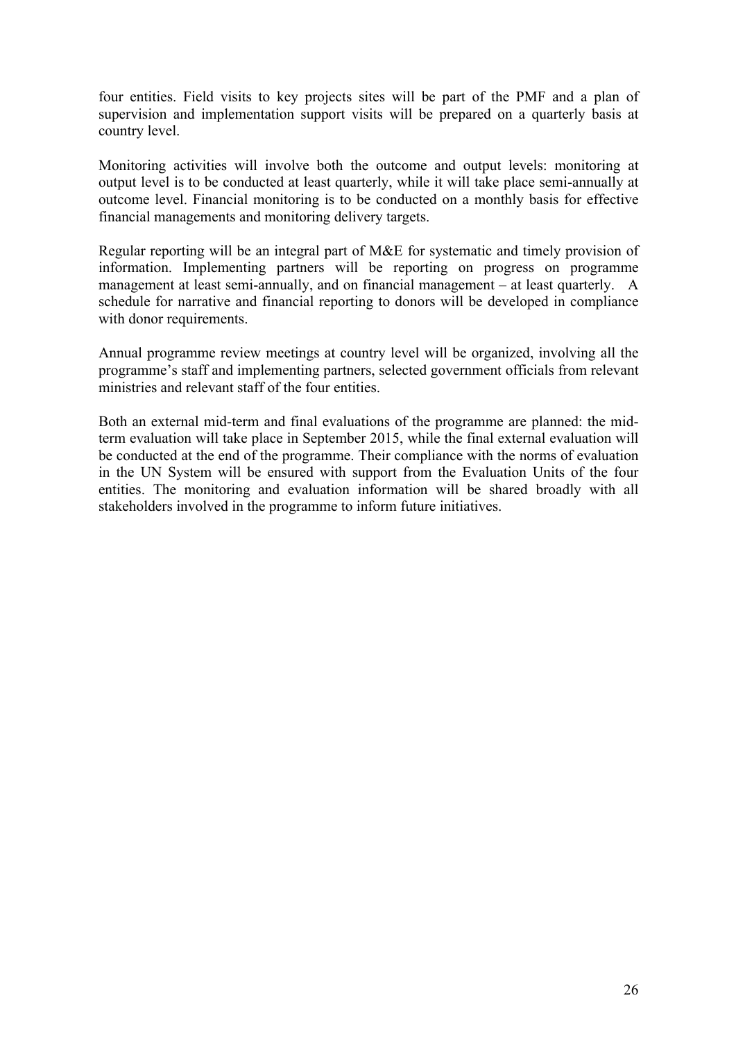four entities. Field visits to key projects sites will be part of the PMF and a plan of supervision and implementation support visits will be prepared on a quarterly basis at country level.

Monitoring activities will involve both the outcome and output levels: monitoring at output level is to be conducted at least quarterly, while it will take place semi-annually at outcome level. Financial monitoring is to be conducted on a monthly basis for effective financial managements and monitoring delivery targets.

Regular reporting will be an integral part of M&E for systematic and timely provision of information. Implementing partners will be reporting on progress on programme management at least semi-annually, and on financial management – at least quarterly. A schedule for narrative and financial reporting to donors will be developed in compliance with donor requirements.

Annual programme review meetings at country level will be organized, involving all the programme's staff and implementing partners, selected government officials from relevant ministries and relevant staff of the four entities.

Both an external mid-term and final evaluations of the programme are planned: the mid-term evaluation will take place in September 2015, while the final external evaluation will be conducted at the end of the programme. Their compliance with the norms of evaluation in the UN System will be ensured with support from the Evaluation Units of the four entities. The monitoring and evaluation information will be shared broadly with all stakeholders involved in the programme to inform future initiatives.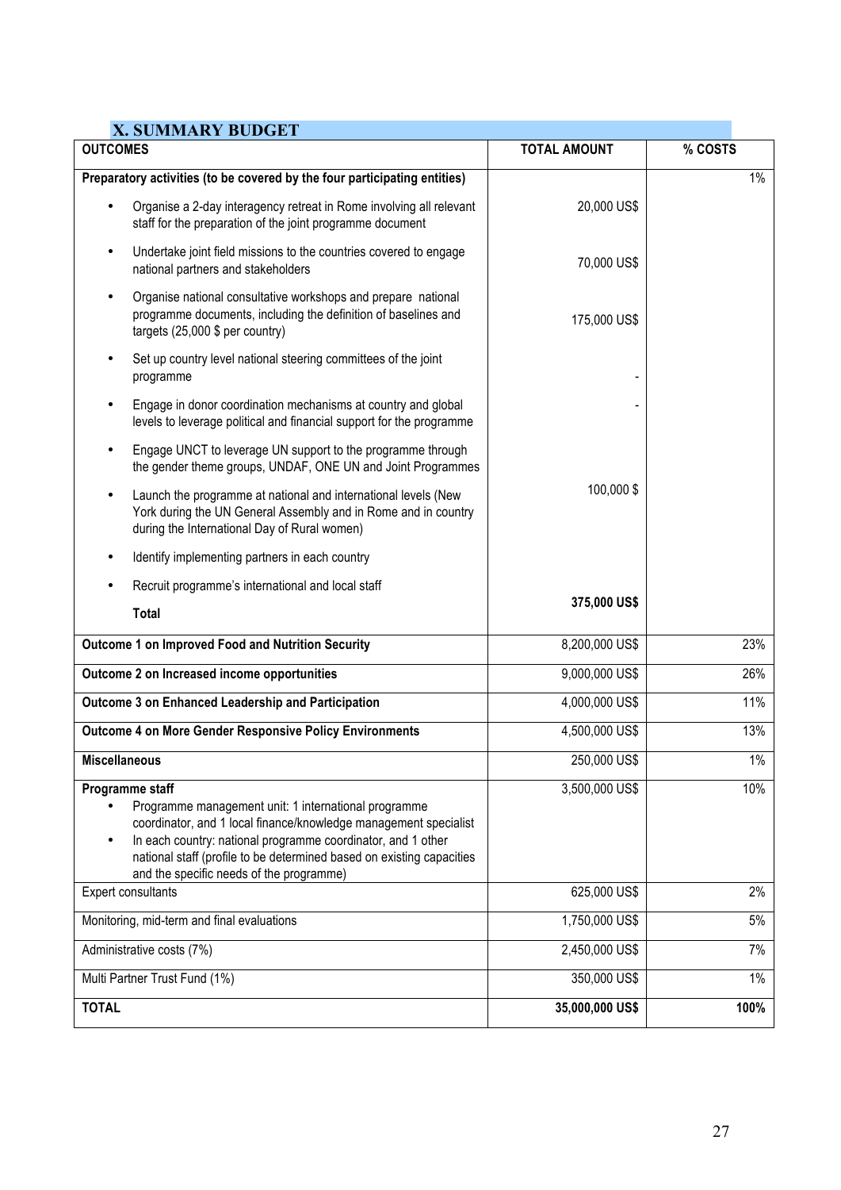## X. SUMMARY BUDGET

| OUTCOMES | TOTAL AMOUNT | % COSTS |
|---|---|---|
| **Preparatory activities (to be covered by the four participating entities)** | | 1% |
| • Organise a 2-day interagency retreat in Rome involving all relevant staff for the preparation of the joint programme document | 20,000 US$ | |
| • Undertake joint field missions to the countries covered to engage national partners and stakeholders | 70,000 US$ | |
| • Organise national consultative workshops and prepare national programme documents, including the definition of baselines and targets (25,000 $ per country) | 175,000 US$ | |
| • Set up country level national steering committees of the joint programme | - | |
| • Engage in donor coordination mechanisms at country and global levels to leverage political and financial support for the programme | - | |
| • Engage UNCT to leverage UN support to the programme through the gender theme groups, UNDAF, ONE UN and Joint Programmes | | |
| • Launch the programme at national and international levels (New York during the UN General Assembly and in Rome and in country during the International Day of Rural women) | 100,000 $ | |
| • Identify implementing partners in each country | | |
| • Recruit programme's international and local staff | | |
| **Total** | **375,000 US$** | |
| **Outcome 1 on Improved Food and Nutrition Security** | 8,200,000 US$ | 23% |
| **Outcome 2 on Increased income opportunities** | 9,000,000 US$ | 26% |
| **Outcome 3 on Enhanced Leadership and Participation** | 4,000,000 US$ | 11% |
| **Outcome 4 on More Gender Responsive Policy Environments** | 4,500,000 US$ | 13% |
| **Miscellaneous** | 250,000 US$ | 1% |
| **Programme staff**<br>• Programme management unit: 1 international programme coordinator, and 1 local finance/knowledge management specialist<br>• In each country: national programme coordinator, and 1 other national staff (profile to be determined based on existing capacities and the specific needs of the programme) | 3,500,000 US$ | 10% |
| Expert consultants | 625,000 US$ | 2% |
| Monitoring, mid-term and final evaluations | 1,750,000 US$ | 5% |
| Administrative costs (7%) | 2,450,000 US$ | 7% |
| Multi Partner Trust Fund (1%) | 350,000 US$ | 1% |
| **TOTAL** | **35,000,000 US$** | **100%** |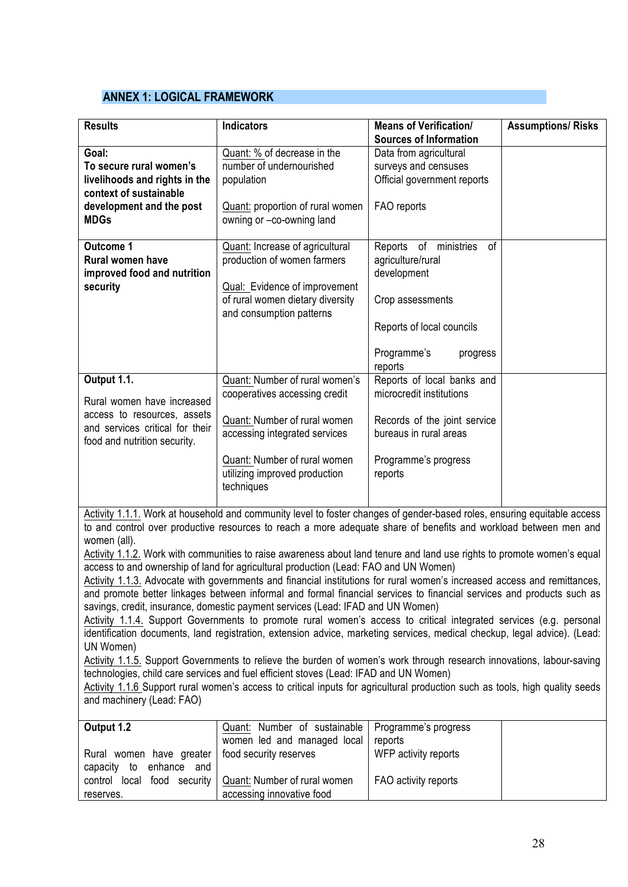## ANNEX 1: LOGICAL FRAMEWORK

| Results | Indicators | Means of Verification/ Sources of Information | Assumptions/ Risks |
|---|---|---|---|
| **Goal: To secure rural women's livelihoods and rights in the context of sustainable development and the post MDGs** | Quant: % of decrease in the number of undernourished population<br><br>Quant: proportion of rural women owning or –co-owning land | Data from agricultural surveys and censuses<br>Official government reports<br><br>FAO reports | |
| **Outcome 1**<br>**Rural women have improved food and nutrition security** | Quant: Increase of agricultural production of women farmers<br><br>Qual: Evidence of improvement of rural women dietary diversity and consumption patterns | Reports of ministries of agriculture/rural development<br><br>Crop assessments<br><br>Reports of local councils<br><br>Programme's progress reports | |
| **Output 1.1.**<br>Rural women have increased access to resources, assets and services critical for their food and nutrition security. | Quant: Number of rural women's cooperatives accessing credit<br><br>Quant: Number of rural women accessing integrated services<br><br>Quant: Number of rural women utilizing improved production techniques | Reports of local banks and microcredit institutions<br><br>Records of the joint service bureaus in rural areas<br><br>Programme's progress reports | |
| Activity 1.1.1. Work at household and community level to foster changes of gender-based roles, ensuring equitable access to and control over productive resources to reach a more adequate share of benefits and workload between men and women (all).<br>Activity 1.1.2. Work with communities to raise awareness about land tenure and land use rights to promote women's equal access to and ownership of land for agricultural production (Lead: FAO and UN Women)<br>Activity 1.1.3. Advocate with governments and financial institutions for rural women's increased access and remittances, and promote better linkages between informal and formal financial services to financial services and products such as savings, credit, insurance, domestic payment services (Lead: IFAD and UN Women)<br>Activity 1.1.4. Support Governments to promote rural women's access to critical integrated services (e.g. personal identification documents, land registration, extension advice, marketing services, medical checkup, legal advice). (Lead: UN Women)<br>Activity 1.1.5. Support Governments to relieve the burden of women's work through research innovations, labour-saving technologies, child care services and fuel efficient stoves (Lead: IFAD and UN Women)<br>Activity 1.1.6 Support rural women's access to critical inputs for agricultural production such as tools, high quality seeds and machinery (Lead: FAO) | | | |
| **Output 1.2**<br><br>Rural women have greater capacity to enhance and control local food security reserves. | Quant: Number of sustainable women led and managed local food security reserves<br><br>Quant: Number of rural women accessing innovative food | Programme's progress reports<br>WFP activity reports<br><br>FAO activity reports | |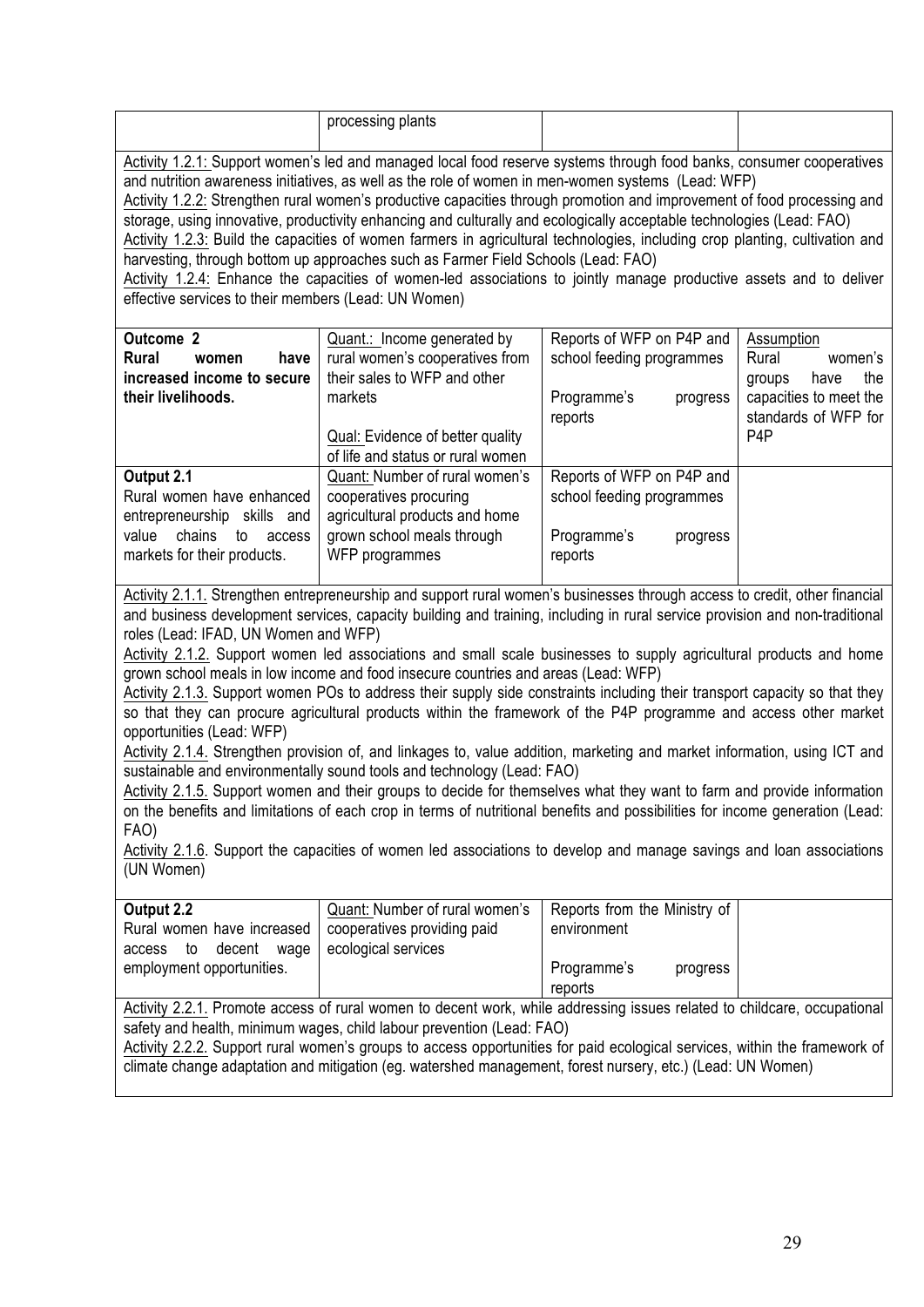| | processing plants | | |
|---|---|---|---|

Activity 1.2.1: Support women's led and managed local food reserve systems through food banks, consumer cooperatives and nutrition awareness initiatives, as well as the role of women in men-women systems (Lead: WFP)
Activity 1.2.2: Strengthen rural women's productive capacities through promotion and improvement of food processing and storage, using innovative, productivity enhancing and culturally and ecologically acceptable technologies (Lead: FAO)
Activity 1.2.3: Build the capacities of women farmers in agricultural technologies, including crop planting, cultivation and harvesting, through bottom up approaches such as Farmer Field Schools (Lead: FAO)
Activity 1.2.4: Enhance the capacities of women-led associations to jointly manage productive assets and to deliver effective services to their members (Lead: UN Women)

| | | | |
|---|---|---|---|
| **Outcome 2** **Rural women have increased income to secure their livelihoods.** | Quant.: Income generated by rural women's cooperatives from their sales to WFP and other markets<br><br>Qual: Evidence of better quality of life and status or rural women | Reports of WFP on P4P and school feeding programmes<br><br>Programme's progress reports | Assumption<br>Rural women's groups have the capacities to meet the standards of WFP for P4P |
| **Output 2.1** Rural women have enhanced entrepreneurship skills and value chains to access markets for their products. | Quant: Number of rural women's cooperatives procuring agricultural products and home grown school meals through WFP programmes | Reports of WFP on P4P and school feeding programmes<br><br>Programme's progress reports | |

Activity 2.1.1. Strengthen entrepreneurship and support rural women's businesses through access to credit, other financial and business development services, capacity building and training, including in rural service provision and non-traditional roles (Lead: IFAD, UN Women and WFP)
Activity 2.1.2. Support women led associations and small scale businesses to supply agricultural products and home grown school meals in low income and food insecure countries and areas (Lead: WFP)
Activity 2.1.3. Support women POs to address their supply side constraints including their transport capacity so that they so that they can procure agricultural products within the framework of the P4P programme and access other market opportunities (Lead: WFP)
Activity 2.1.4. Strengthen provision of, and linkages to, value addition, marketing and market information, using ICT and sustainable and environmentally sound tools and technology (Lead: FAO)
Activity 2.1.5. Support women and their groups to decide for themselves what they want to farm and provide information on the benefits and limitations of each crop in terms of nutritional benefits and possibilities for income generation (Lead: FAO)
Activity 2.1.6. Support the capacities of women led associations to develop and manage savings and loan associations (UN Women)

| | | | |
|---|---|---|---|
| **Output 2.2** Rural women have increased access to decent wage employment opportunities. | Quant: Number of rural women's cooperatives providing paid ecological services | Reports from the Ministry of environment<br><br>Programme's progress reports | |

Activity 2.2.1. Promote access of rural women to decent work, while addressing issues related to childcare, occupational safety and health, minimum wages, child labour prevention (Lead: FAO)
Activity 2.2.2. Support rural women's groups to access opportunities for paid ecological services, within the framework of climate change adaptation and mitigation (eg. watershed management, forest nursery, etc.) (Lead: UN Women)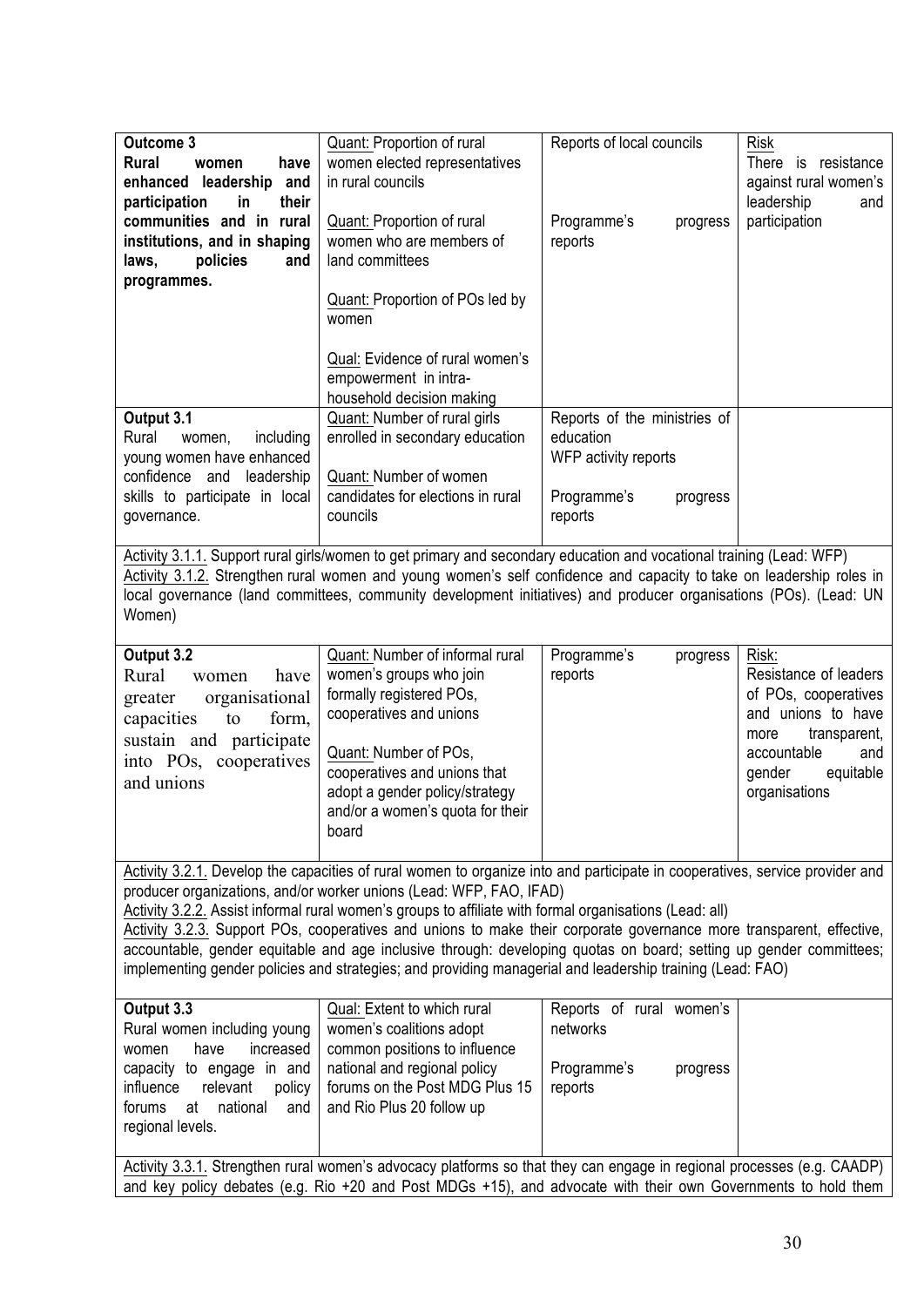| | | | |
|---|---|---|---|
| **Outcome 3**<br>**Rural women have enhanced leadership and participation in their communities and in rural institutions, and in shaping laws, policies and programmes.** | Quant: Proportion of rural women elected representatives in rural councils<br><br>Quant: Proportion of rural women who are members of land committees<br><br>Quant: Proportion of POs led by women<br><br>Qual: Evidence of rural women's empowerment in intra-household decision making | Reports of local councils<br><br>Programme's progress reports | Risk<br>There is resistance against rural women's leadership and participation |
| **Output 3.1**<br>Rural women, including young women have enhanced confidence and leadership skills to participate in local governance. | Quant: Number of rural girls enrolled in secondary education<br><br>Quant: Number of women candidates for elections in rural councils | Reports of the ministries of education<br>WFP activity reports<br><br>Programme's progress reports | |
| Activity 3.1.1. Support rural girls/women to get primary and secondary education and vocational training (Lead: WFP)<br>Activity 3.1.2. Strengthen rural women and young women's self confidence and capacity to take on leadership roles in local governance (land committees, community development initiatives) and producer organisations (POs). (Lead: UN Women) | | | |
| **Output 3.2**<br>Rural women have greater organisational capacities to form, sustain and participate into POs, cooperatives and unions | Quant: Number of informal rural women's groups who join formally registered POs, cooperatives and unions<br><br>Quant: Number of POs, cooperatives and unions that adopt a gender policy/strategy and/or a women's quota for their board | Programme's progress reports | Risk:<br>Resistance of leaders of POs, cooperatives and unions to have more transparent, accountable and gender equitable organisations |
| Activity 3.2.1. Develop the capacities of rural women to organize into and participate in cooperatives, service provider and producer organizations, and/or worker unions (Lead: WFP, FAO, IFAD)<br>Activity 3.2.2. Assist informal rural women's groups to affiliate with formal organisations (Lead: all)<br>Activity 3.2.3. Support POs, cooperatives and unions to make their corporate governance more transparent, effective, accountable, gender equitable and age inclusive through: developing quotas on board; setting up gender committees; implementing gender policies and strategies; and providing managerial and leadership training (Lead: FAO) | | | |
| **Output 3.3**<br>Rural women including young women have increased capacity to engage in and influence relevant policy forums at national and regional levels. | Qual: Extent to which rural women's coalitions adopt common positions to influence national and regional policy forums on the Post MDG Plus 15 and Rio Plus 20 follow up | Reports of rural women's networks<br><br>Programme's progress reports | |
| Activity 3.3.1. Strengthen rural women's advocacy platforms so that they can engage in regional processes (e.g. CAADP) and key policy debates (e.g. Rio +20 and Post MDGs +15), and advocate with their own Governments to hold them | | | |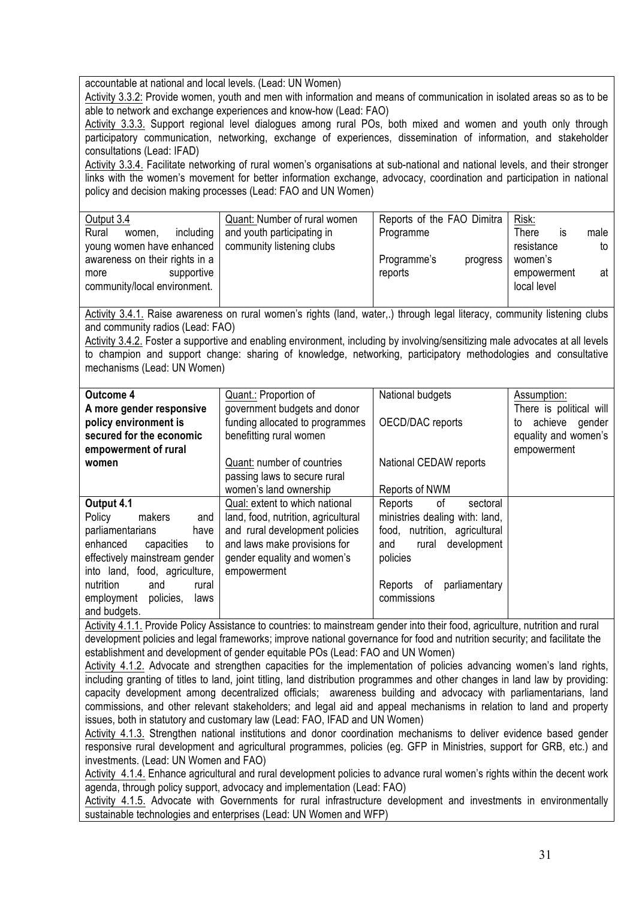accountable at national and local levels. (Lead: UN Women)

Activity 3.3.2: Provide women, youth and men with information and means of communication in isolated areas so as to be able to network and exchange experiences and know-how (Lead: FAO)

Activity 3.3.3. Support regional level dialogues among rural POs, both mixed and women and youth only through participatory communication, networking, exchange of experiences, dissemination of information, and stakeholder consultations (Lead: IFAD)

Activity 3.3.4. Facilitate networking of rural women's organisations at sub-national and national levels, and their stronger links with the women's movement for better information exchange, advocacy, coordination and participation in national policy and decision making processes (Lead: FAO and UN Women)

| Output 3.4<br>Rural women, including young women have enhanced awareness on their rights in a more supportive community/local environment. | Quant: Number of rural women and youth participating in community listening clubs | Reports of the FAO Dimitra Programme<br><br>Programme's progress reports | Risk:<br>There is male resistance to women's empowerment at local level |
|---|---|---|---|

Activity 3.4.1. Raise awareness on rural women's rights (land, water,.) through legal literacy, community listening clubs and community radios (Lead: FAO)

Activity 3.4.2. Foster a supportive and enabling environment, including by involving/sensitizing male advocates at all levels to champion and support change: sharing of knowledge, networking, participatory methodologies and consultative mechanisms (Lead: UN Women)

| **Outcome 4**<br>**A more gender responsive policy environment is secured for the economic empowerment of rural women** | Quant.: Proportion of government budgets and donor funding allocated to programmes benefitting rural women<br><br>Quant: number of countries passing laws to secure rural women's land ownership | National budgets<br><br>OECD/DAC reports<br><br>National CEDAW reports<br><br>Reports of NWM | Assumption:<br>There is political will to achieve gender equality and women's empowerment |
|---|---|---|---|
| **Output 4.1**<br>Policy makers and parliamentarians have enhanced capacities to effectively mainstream gender into land, food, agriculture, nutrition and rural employment policies, laws and budgets. | Qual: extent to which national land, food, nutrition, agricultural and rural development policies and laws make provisions for gender equality and women's empowerment | Reports of sectoral ministries dealing with: land, food, nutrition, agricultural and rural development policies<br><br>Reports of parliamentary commissions | |

Activity 4.1.1. Provide Policy Assistance to countries: to mainstream gender into their food, agriculture, nutrition and rural development policies and legal frameworks; improve national governance for food and nutrition security; and facilitate the establishment and development of gender equitable POs (Lead: FAO and UN Women)

Activity 4.1.2. Advocate and strengthen capacities for the implementation of policies advancing women's land rights, including granting of titles to land, joint titling, land distribution programmes and other changes in land law by providing: capacity development among decentralized officials; awareness building and advocacy with parliamentarians, land commissions, and other relevant stakeholders; and legal aid and appeal mechanisms in relation to land and property issues, both in statutory and customary law (Lead: FAO, IFAD and UN Women)

Activity 4.1.3. Strengthen national institutions and donor coordination mechanisms to deliver evidence based gender responsive rural development and agricultural programmes, policies (eg. GFP in Ministries, support for GRB, etc.) and investments. (Lead: UN Women and FAO)

Activity 4.1.4. Enhance agricultural and rural development policies to advance rural women's rights within the decent work agenda, through policy support, advocacy and implementation (Lead: FAO)

Activity 4.1.5. Advocate with Governments for rural infrastructure development and investments in environmentally sustainable technologies and enterprises (Lead: UN Women and WFP)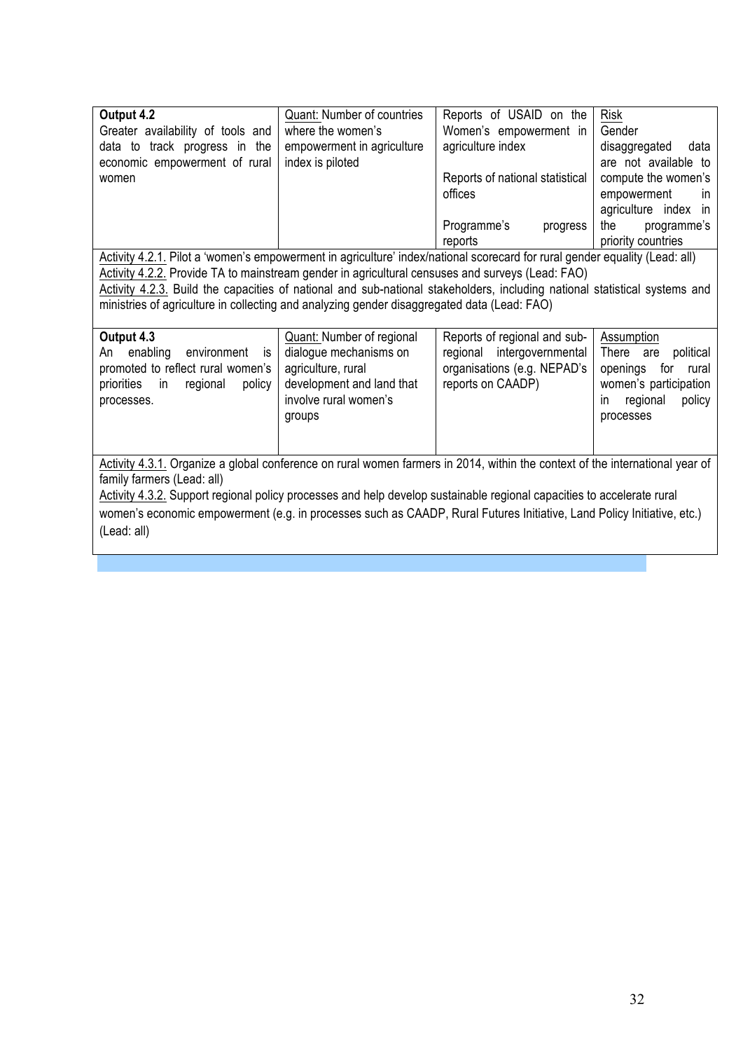| **Output 4.2** Greater availability of tools and data to track progress in the economic empowerment of rural women | Quant: Number of countries where the women's empowerment in agriculture index is piloted | Reports of USAID on the Women's empowerment in agriculture index<br><br>Reports of national statistical offices<br><br>Programme's progress reports | Risk<br>Gender disaggregated data are not available to compute the women's empowerment in agriculture index in the programme's priority countries |
|---|---|---|---|
| Activity 4.2.1. Pilot a 'women's empowerment in agriculture' index/national scorecard for rural gender equality (Lead: all)<br>Activity 4.2.2. Provide TA to mainstream gender in agricultural censuses and surveys (Lead: FAO)<br>Activity 4.2.3. Build the capacities of national and sub-national stakeholders, including national statistical systems and ministries of agriculture in collecting and analyzing gender disaggregated data (Lead: FAO) | | | |
| **Output 4.3** An enabling environment is promoted to reflect rural women's priorities in regional policy processes. | Quant: Number of regional dialogue mechanisms on agriculture, rural development and land that involve rural women's groups | Reports of regional and sub-regional intergovernmental organisations (e.g. NEPAD's reports on CAADP) | Assumption<br>There are political openings for rural women's participation in regional policy processes |
| Activity 4.3.1. Organize a global conference on rural women farmers in 2014, within the context of the international year of family farmers (Lead: all)<br>Activity 4.3.2. Support regional policy processes and help develop sustainable regional capacities to accelerate rural women's economic empowerment (e.g. in processes such as CAADP, Rural Futures Initiative, Land Policy Initiative, etc.) (Lead: all) | | | |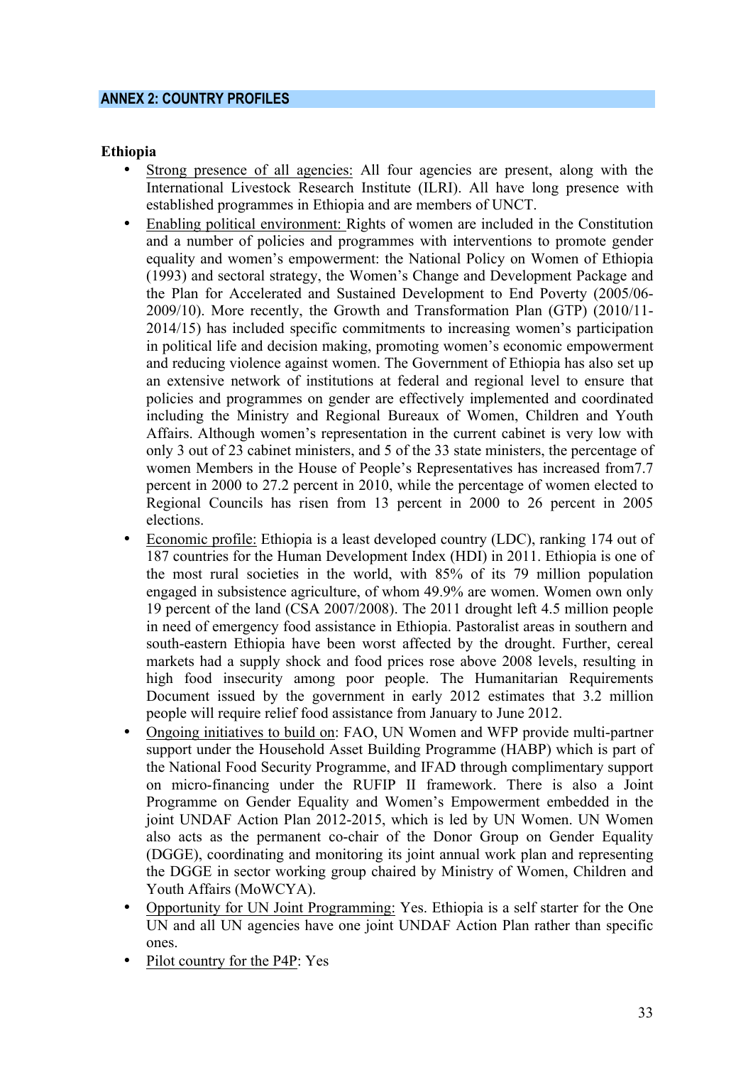## ANNEX 2: COUNTRY PROFILES

**Ethiopia**

- Strong presence of all agencies: All four agencies are present, along with the International Livestock Research Institute (ILRI). All have long presence with established programmes in Ethiopia and are members of UNCT.
- Enabling political environment: Rights of women are included in the Constitution and a number of policies and programmes with interventions to promote gender equality and women's empowerment: the National Policy on Women of Ethiopia (1993) and sectoral strategy, the Women's Change and Development Package and the Plan for Accelerated and Sustained Development to End Poverty (2005/06-2009/10). More recently, the Growth and Transformation Plan (GTP) (2010/11-2014/15) has included specific commitments to increasing women's participation in political life and decision making, promoting women's economic empowerment and reducing violence against women. The Government of Ethiopia has also set up an extensive network of institutions at federal and regional level to ensure that policies and programmes on gender are effectively implemented and coordinated including the Ministry and Regional Bureaux of Women, Children and Youth Affairs. Although women's representation in the current cabinet is very low with only 3 out of 23 cabinet ministers, and 5 of the 33 state ministers, the percentage of women Members in the House of People's Representatives has increased from7.7 percent in 2000 to 27.2 percent in 2010, while the percentage of women elected to Regional Councils has risen from 13 percent in 2000 to 26 percent in 2005 elections.
- Economic profile: Ethiopia is a least developed country (LDC), ranking 174 out of 187 countries for the Human Development Index (HDI) in 2011. Ethiopia is one of the most rural societies in the world, with 85% of its 79 million population engaged in subsistence agriculture, of whom 49.9% are women. Women own only 19 percent of the land (CSA 2007/2008). The 2011 drought left 4.5 million people in need of emergency food assistance in Ethiopia. Pastoralist areas in southern and south-eastern Ethiopia have been worst affected by the drought. Further, cereal markets had a supply shock and food prices rose above 2008 levels, resulting in high food insecurity among poor people. The Humanitarian Requirements Document issued by the government in early 2012 estimates that 3.2 million people will require relief food assistance from January to June 2012.
- Ongoing initiatives to build on: FAO, UN Women and WFP provide multi-partner support under the Household Asset Building Programme (HABP) which is part of the National Food Security Programme, and IFAD through complimentary support on micro-financing under the RUFIP II framework. There is also a Joint Programme on Gender Equality and Women's Empowerment embedded in the joint UNDAF Action Plan 2012-2015, which is led by UN Women. UN Women also acts as the permanent co-chair of the Donor Group on Gender Equality (DGGE), coordinating and monitoring its joint annual work plan and representing the DGGE in sector working group chaired by Ministry of Women, Children and Youth Affairs (MoWCYA).
- Opportunity for UN Joint Programming: Yes. Ethiopia is a self starter for the One UN and all UN agencies have one joint UNDAF Action Plan rather than specific ones.
- Pilot country for the P4P: Yes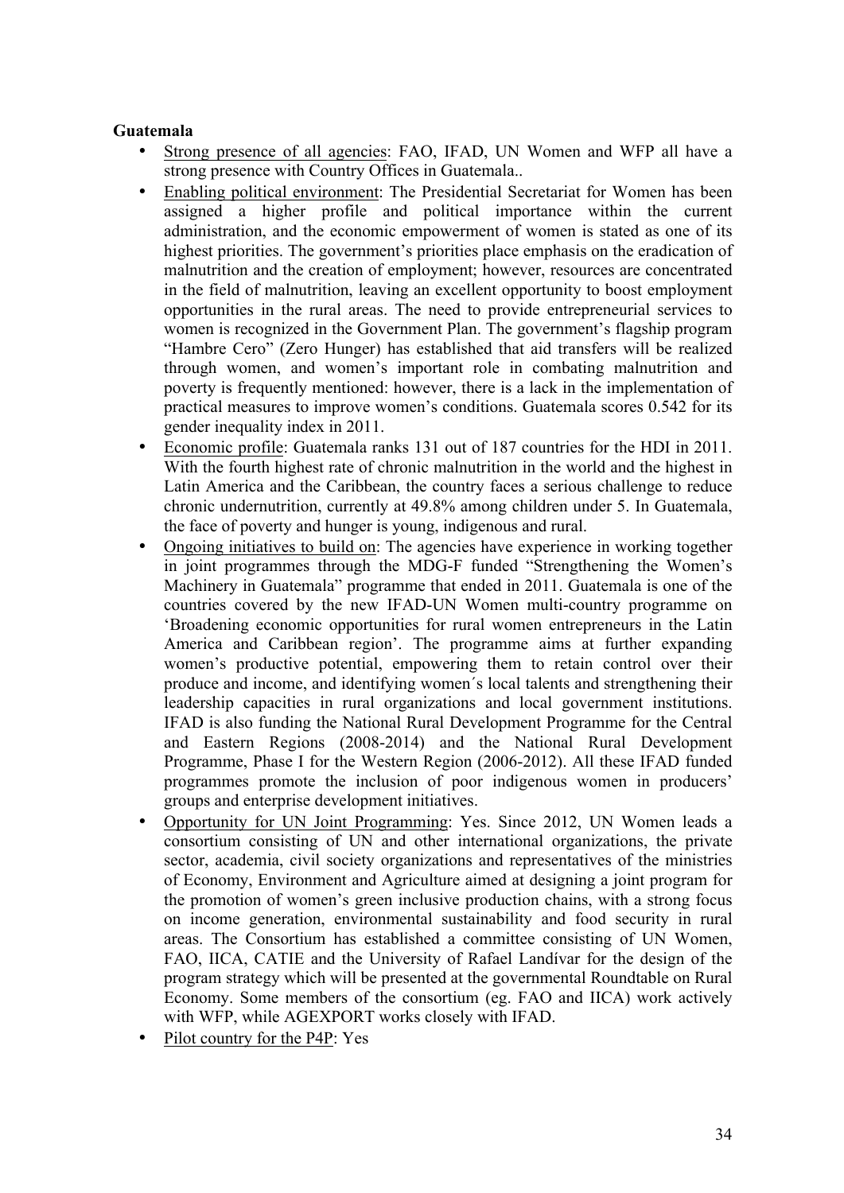**Guatemala**

- Strong presence of all agencies: FAO, IFAD, UN Women and WFP all have a strong presence with Country Offices in Guatemala..
- Enabling political environment: The Presidential Secretariat for Women has been assigned a higher profile and political importance within the current administration, and the economic empowerment of women is stated as one of its highest priorities. The government's priorities place emphasis on the eradication of malnutrition and the creation of employment; however, resources are concentrated in the field of malnutrition, leaving an excellent opportunity to boost employment opportunities in the rural areas. The need to provide entrepreneurial services to women is recognized in the Government Plan. The government's flagship program "Hambre Cero" (Zero Hunger) has established that aid transfers will be realized through women, and women's important role in combating malnutrition and poverty is frequently mentioned: however, there is a lack in the implementation of practical measures to improve women's conditions. Guatemala scores 0.542 for its gender inequality index in 2011.
- Economic profile: Guatemala ranks 131 out of 187 countries for the HDI in 2011. With the fourth highest rate of chronic malnutrition in the world and the highest in Latin America and the Caribbean, the country faces a serious challenge to reduce chronic undernutrition, currently at 49.8% among children under 5. In Guatemala, the face of poverty and hunger is young, indigenous and rural.
- Ongoing initiatives to build on: The agencies have experience in working together in joint programmes through the MDG-F funded "Strengthening the Women's Machinery in Guatemala" programme that ended in 2011. Guatemala is one of the countries covered by the new IFAD-UN Women multi-country programme on 'Broadening economic opportunities for rural women entrepreneurs in the Latin America and Caribbean region'. The programme aims at further expanding women's productive potential, empowering them to retain control over their produce and income, and identifying women´s local talents and strengthening their leadership capacities in rural organizations and local government institutions. IFAD is also funding the National Rural Development Programme for the Central and Eastern Regions (2008-2014) and the National Rural Development Programme, Phase I for the Western Region (2006-2012). All these IFAD funded programmes promote the inclusion of poor indigenous women in producers' groups and enterprise development initiatives.
- Opportunity for UN Joint Programming: Yes. Since 2012, UN Women leads a consortium consisting of UN and other international organizations, the private sector, academia, civil society organizations and representatives of the ministries of Economy, Environment and Agriculture aimed at designing a joint program for the promotion of women's green inclusive production chains, with a strong focus on income generation, environmental sustainability and food security in rural areas. The Consortium has established a committee consisting of UN Women, FAO, IICA, CATIE and the University of Rafael Landívar for the design of the program strategy which will be presented at the governmental Roundtable on Rural Economy. Some members of the consortium (eg. FAO and IICA) work actively with WFP, while AGEXPORT works closely with IFAD.
- Pilot country for the P4P: Yes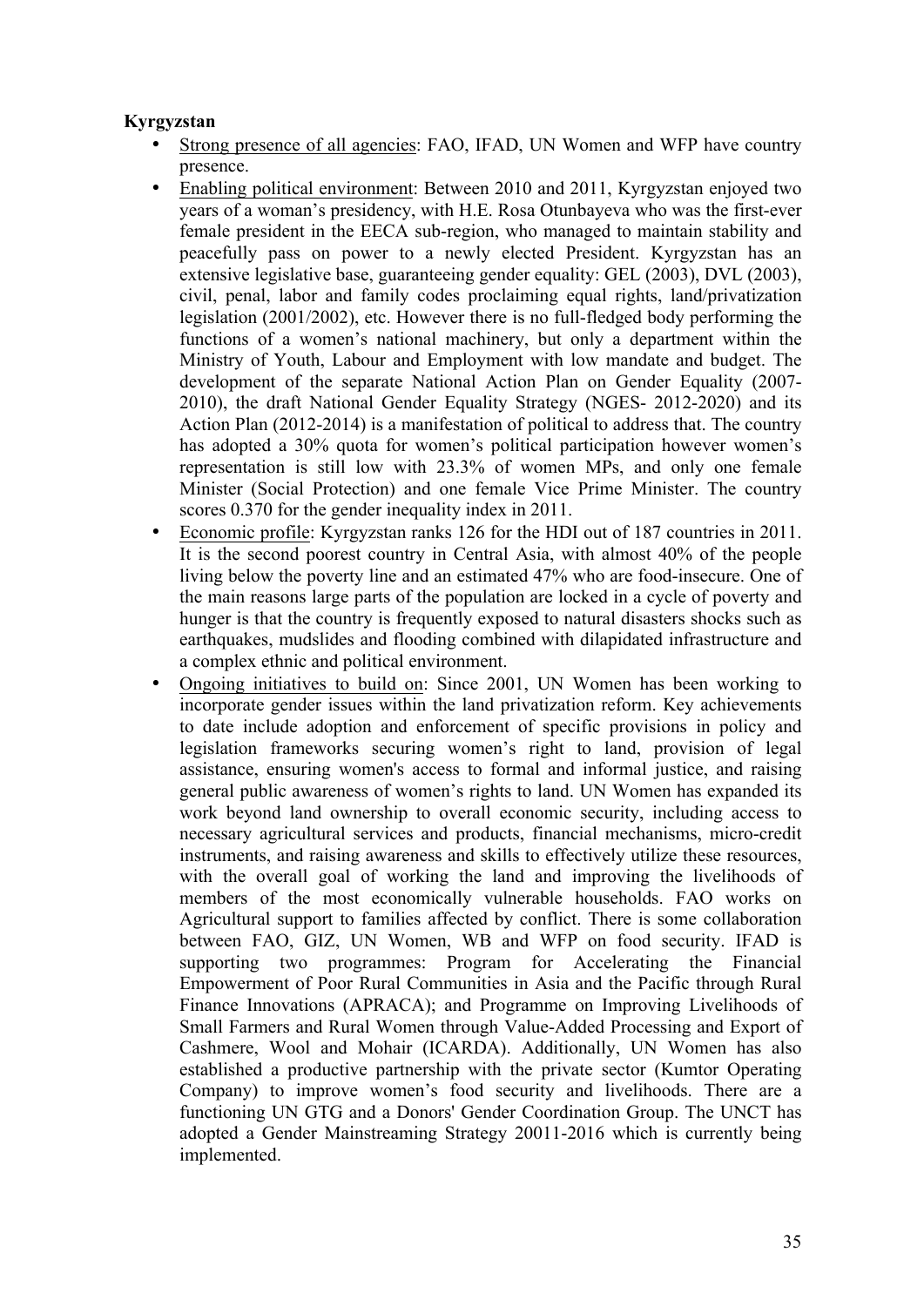**Kyrgyzstan**

- Strong presence of all agencies: FAO, IFAD, UN Women and WFP have country presence.
- Enabling political environment: Between 2010 and 2011, Kyrgyzstan enjoyed two years of a woman's presidency, with H.E. Rosa Otunbayeva who was the first-ever female president in the EECA sub-region, who managed to maintain stability and peacefully pass on power to a newly elected President. Kyrgyzstan has an extensive legislative base, guaranteeing gender equality: GEL (2003), DVL (2003), civil, penal, labor and family codes proclaiming equal rights, land/privatization legislation (2001/2002), etc. However there is no full-fledged body performing the functions of a women's national machinery, but only a department within the Ministry of Youth, Labour and Employment with low mandate and budget. The development of the separate National Action Plan on Gender Equality (2007-2010), the draft National Gender Equality Strategy (NGES- 2012-2020) and its Action Plan (2012-2014) is a manifestation of political to address that. The country has adopted a 30% quota for women's political participation however women's representation is still low with 23.3% of women MPs, and only one female Minister (Social Protection) and one female Vice Prime Minister. The country scores 0.370 for the gender inequality index in 2011.
- Economic profile: Kyrgyzstan ranks 126 for the HDI out of 187 countries in 2011. It is the second poorest country in Central Asia, with almost 40% of the people living below the poverty line and an estimated 47% who are food-insecure. One of the main reasons large parts of the population are locked in a cycle of poverty and hunger is that the country is frequently exposed to natural disasters shocks such as earthquakes, mudslides and flooding combined with dilapidated infrastructure and a complex ethnic and political environment.
- Ongoing initiatives to build on: Since 2001, UN Women has been working to incorporate gender issues within the land privatization reform. Key achievements to date include adoption and enforcement of specific provisions in policy and legislation frameworks securing women's right to land, provision of legal assistance, ensuring women's access to formal and informal justice, and raising general public awareness of women's rights to land. UN Women has expanded its work beyond land ownership to overall economic security, including access to necessary agricultural services and products, financial mechanisms, micro-credit instruments, and raising awareness and skills to effectively utilize these resources, with the overall goal of working the land and improving the livelihoods of members of the most economically vulnerable households. FAO works on Agricultural support to families affected by conflict. There is some collaboration between FAO, GIZ, UN Women, WB and WFP on food security. IFAD is supporting two programmes: Program for Accelerating the Financial Empowerment of Poor Rural Communities in Asia and the Pacific through Rural Finance Innovations (APRACA); and Programme on Improving Livelihoods of Small Farmers and Rural Women through Value-Added Processing and Export of Cashmere, Wool and Mohair (ICARDA). Additionally, UN Women has also established a productive partnership with the private sector (Kumtor Operating Company) to improve women's food security and livelihoods. There are a functioning UN GTG and a Donors' Gender Coordination Group. The UNCT has adopted a Gender Mainstreaming Strategy 20011-2016 which is currently being implemented.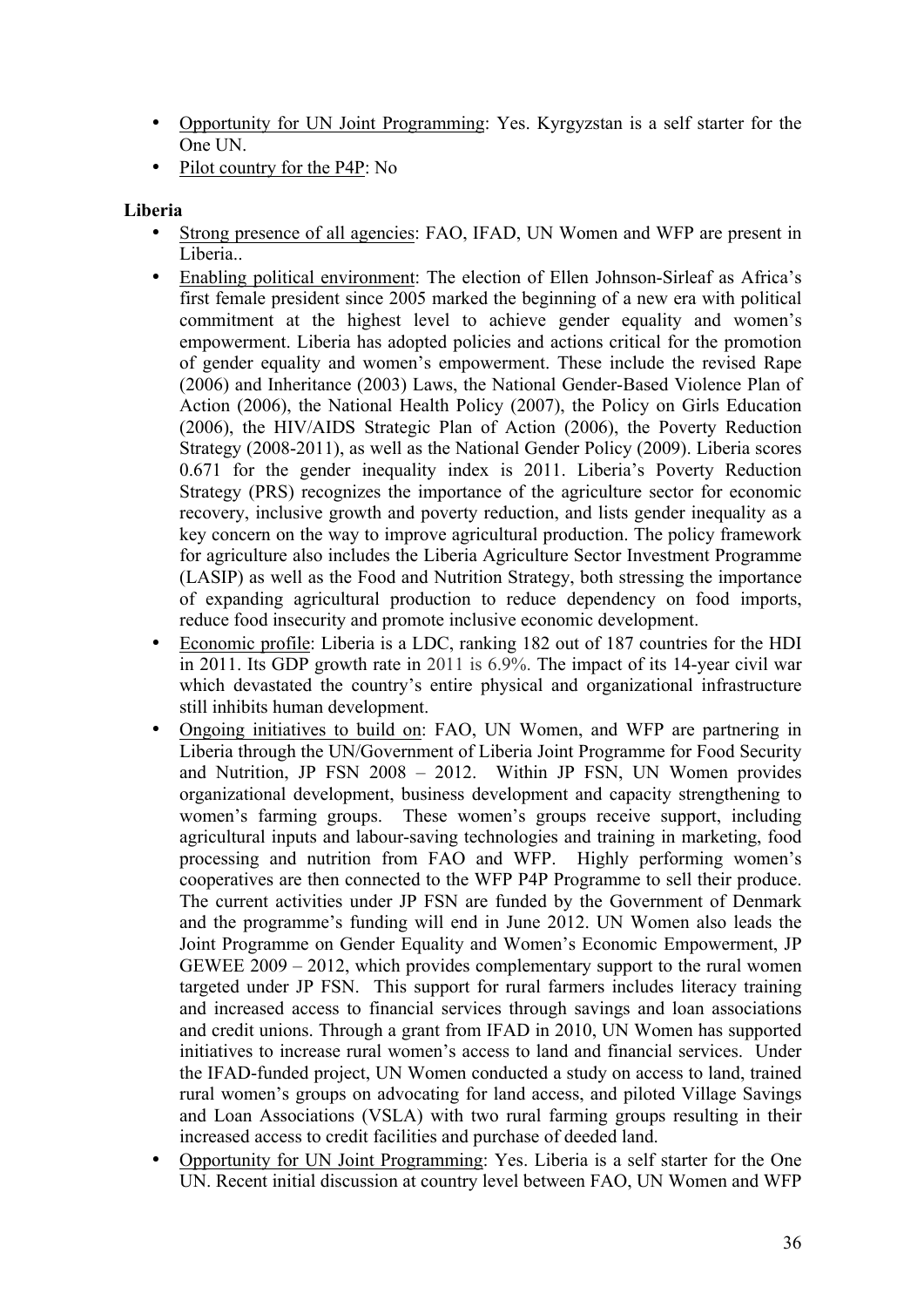- Opportunity for UN Joint Programming: Yes. Kyrgyzstan is a self starter for the One UN.
- Pilot country for the P4P: No

**Liberia**

- Strong presence of all agencies: FAO, IFAD, UN Women and WFP are present in Liberia..
- Enabling political environment: The election of Ellen Johnson-Sirleaf as Africa's first female president since 2005 marked the beginning of a new era with political commitment at the highest level to achieve gender equality and women's empowerment. Liberia has adopted policies and actions critical for the promotion of gender equality and women's empowerment. These include the revised Rape (2006) and Inheritance (2003) Laws, the National Gender-Based Violence Plan of Action (2006), the National Health Policy (2007), the Policy on Girls Education (2006), the HIV/AIDS Strategic Plan of Action (2006), the Poverty Reduction Strategy (2008-2011), as well as the National Gender Policy (2009). Liberia scores 0.671 for the gender inequality index is 2011. Liberia's Poverty Reduction Strategy (PRS) recognizes the importance of the agriculture sector for economic recovery, inclusive growth and poverty reduction, and lists gender inequality as a key concern on the way to improve agricultural production. The policy framework for agriculture also includes the Liberia Agriculture Sector Investment Programme (LASIP) as well as the Food and Nutrition Strategy, both stressing the importance of expanding agricultural production to reduce dependency on food imports, reduce food insecurity and promote inclusive economic development.
- Economic profile: Liberia is a LDC, ranking 182 out of 187 countries for the HDI in 2011. Its GDP growth rate in 2011 is 6.9%. The impact of its 14-year civil war which devastated the country's entire physical and organizational infrastructure still inhibits human development.
- Ongoing initiatives to build on: FAO, UN Women, and WFP are partnering in Liberia through the UN/Government of Liberia Joint Programme for Food Security and Nutrition, JP FSN 2008 – 2012. Within JP FSN, UN Women provides organizational development, business development and capacity strengthening to women's farming groups. These women's groups receive support, including agricultural inputs and labour-saving technologies and training in marketing, food processing and nutrition from FAO and WFP. Highly performing women's cooperatives are then connected to the WFP P4P Programme to sell their produce. The current activities under JP FSN are funded by the Government of Denmark and the programme's funding will end in June 2012. UN Women also leads the Joint Programme on Gender Equality and Women's Economic Empowerment, JP GEWEE 2009 – 2012, which provides complementary support to the rural women targeted under JP FSN. This support for rural farmers includes literacy training and increased access to financial services through savings and loan associations and credit unions. Through a grant from IFAD in 2010, UN Women has supported initiatives to increase rural women's access to land and financial services. Under the IFAD-funded project, UN Women conducted a study on access to land, trained rural women's groups on advocating for land access, and piloted Village Savings and Loan Associations (VSLA) with two rural farming groups resulting in their increased access to credit facilities and purchase of deeded land.
- Opportunity for UN Joint Programming: Yes. Liberia is a self starter for the One UN. Recent initial discussion at country level between FAO, UN Women and WFP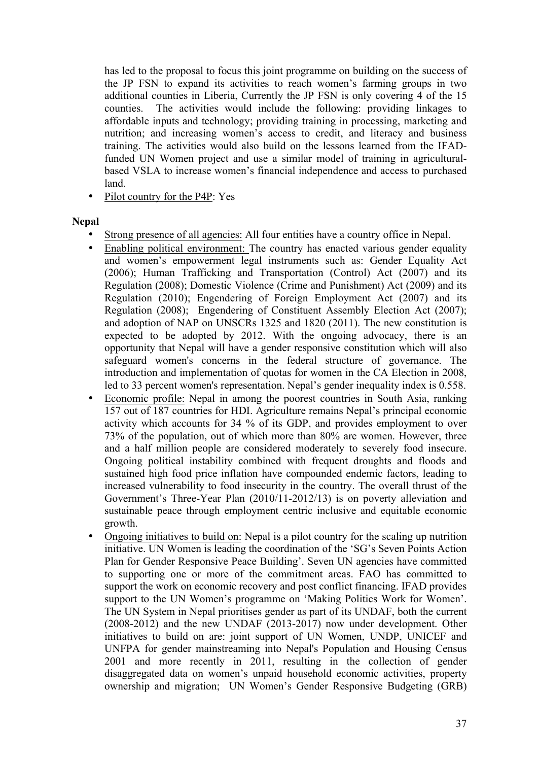has led to the proposal to focus this joint programme on building on the success of the JP FSN to expand its activities to reach women's farming groups in two additional counties in Liberia, Currently the JP FSN is only covering 4 of the 15 counties. The activities would include the following: providing linkages to affordable inputs and technology; providing training in processing, marketing and nutrition; and increasing women's access to credit, and literacy and business training. The activities would also build on the lessons learned from the IFAD-funded UN Women project and use a similar model of training in agricultural-based VSLA to increase women's financial independence and access to purchased land.

- Pilot country for the P4P: Yes

**Nepal**

- Strong presence of all agencies: All four entities have a country office in Nepal.
- Enabling political environment: The country has enacted various gender equality and women's empowerment legal instruments such as: Gender Equality Act (2006); Human Trafficking and Transportation (Control) Act (2007) and its Regulation (2008); Domestic Violence (Crime and Punishment) Act (2009) and its Regulation (2010); Engendering of Foreign Employment Act (2007) and its Regulation (2008); Engendering of Constituent Assembly Election Act (2007); and adoption of NAP on UNSCRs 1325 and 1820 (2011). The new constitution is expected to be adopted by 2012. With the ongoing advocacy, there is an opportunity that Nepal will have a gender responsive constitution which will also safeguard women's concerns in the federal structure of governance. The introduction and implementation of quotas for women in the CA Election in 2008, led to 33 percent women's representation. Nepal's gender inequality index is 0.558.
- Economic profile: Nepal in among the poorest countries in South Asia, ranking 157 out of 187 countries for HDI. Agriculture remains Nepal's principal economic activity which accounts for 34 % of its GDP, and provides employment to over 73% of the population, out of which more than 80% are women. However, three and a half million people are considered moderately to severely food insecure. Ongoing political instability combined with frequent droughts and floods and sustained high food price inflation have compounded endemic factors, leading to increased vulnerability to food insecurity in the country. The overall thrust of the Government's Three-Year Plan (2010/11-2012/13) is on poverty alleviation and sustainable peace through employment centric inclusive and equitable economic growth.
- Ongoing initiatives to build on: Nepal is a pilot country for the scaling up nutrition initiative. UN Women is leading the coordination of the 'SG's Seven Points Action Plan for Gender Responsive Peace Building'. Seven UN agencies have committed to supporting one or more of the commitment areas. FAO has committed to support the work on economic recovery and post conflict financing. IFAD provides support to the UN Women's programme on 'Making Politics Work for Women'. The UN System in Nepal prioritises gender as part of its UNDAF, both the current (2008-2012) and the new UNDAF (2013-2017) now under development. Other initiatives to build on are: joint support of UN Women, UNDP, UNICEF and UNFPA for gender mainstreaming into Nepal's Population and Housing Census 2001 and more recently in 2011, resulting in the collection of gender disaggregated data on women's unpaid household economic activities, property ownership and migration; UN Women's Gender Responsive Budgeting (GRB)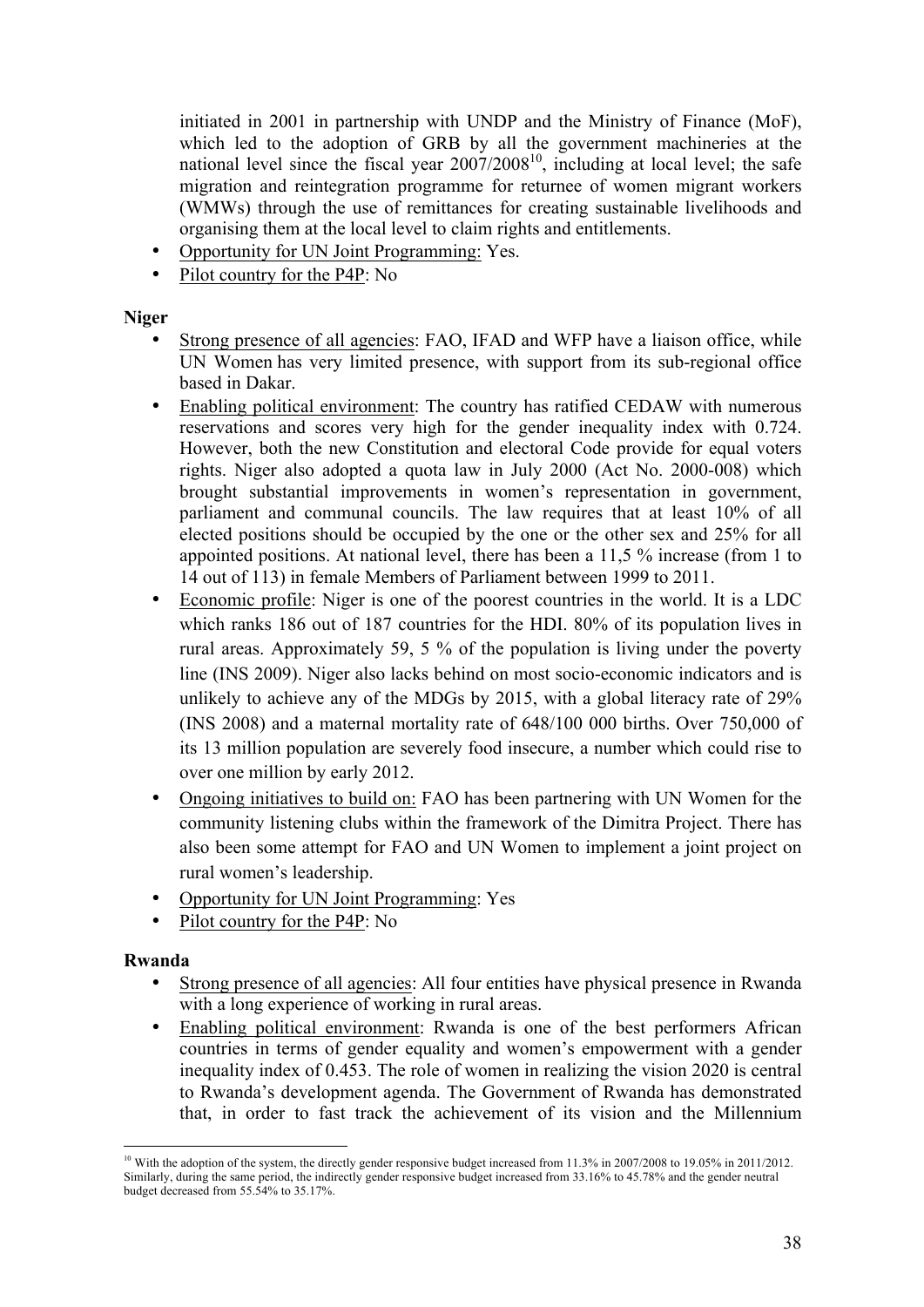initiated in 2001 in partnership with UNDP and the Ministry of Finance (MoF), which led to the adoption of GRB by all the government machineries at the national level since the fiscal year 2007/2008[10], including at local level; the safe migration and reintegration programme for returnee of women migrant workers (WMWs) through the use of remittances for creating sustainable livelihoods and organising them at the local level to claim rights and entitlements.

- Opportunity for UN Joint Programming: Yes.
- Pilot country for the P4P: No

**Niger**

- Strong presence of all agencies: FAO, IFAD and WFP have a liaison office, while UN Women has very limited presence, with support from its sub-regional office based in Dakar.
- Enabling political environment: The country has ratified CEDAW with numerous reservations and scores very high for the gender inequality index with 0.724. However, both the new Constitution and electoral Code provide for equal voters rights. Niger also adopted a quota law in July 2000 (Act No. 2000-008) which brought substantial improvements in women's representation in government, parliament and communal councils. The law requires that at least 10% of all elected positions should be occupied by the one or the other sex and 25% for all appointed positions. At national level, there has been a 11,5 % increase (from 1 to 14 out of 113) in female Members of Parliament between 1999 to 2011.
- Economic profile: Niger is one of the poorest countries in the world. It is a LDC which ranks 186 out of 187 countries for the HDI. 80% of its population lives in rural areas. Approximately 59, 5 % of the population is living under the poverty line (INS 2009). Niger also lacks behind on most socio-economic indicators and is unlikely to achieve any of the MDGs by 2015, with a global literacy rate of 29% (INS 2008) and a maternal mortality rate of 648/100 000 births. Over 750,000 of its 13 million population are severely food insecure, a number which could rise to over one million by early 2012.
- Ongoing initiatives to build on: FAO has been partnering with UN Women for the community listening clubs within the framework of the Dimitra Project. There has also been some attempt for FAO and UN Women to implement a joint project on rural women's leadership.
- Opportunity for UN Joint Programming: Yes
- Pilot country for the P4P: No

**Rwanda**

- Strong presence of all agencies: All four entities have physical presence in Rwanda with a long experience of working in rural areas.
- Enabling political environment: Rwanda is one of the best performers African countries in terms of gender equality and women's empowerment with a gender inequality index of 0.453. The role of women in realizing the vision 2020 is central to Rwanda's development agenda. The Government of Rwanda has demonstrated that, in order to fast track the achievement of its vision and the Millennium

[10] With the adoption of the system, the directly gender responsive budget increased from 11.3% in 2007/2008 to 19.05% in 2011/2012. Similarly, during the same period, the indirectly gender responsive budget increased from 33.16% to 45.78% and the gender neutral budget decreased from 55.54% to 35.17%.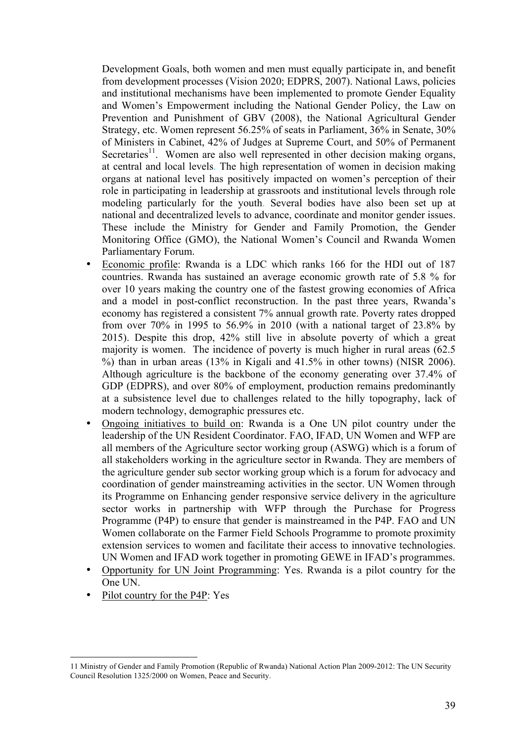Development Goals, both women and men must equally participate in, and benefit from development processes (Vision 2020; EDPRS, 2007). National Laws, policies and institutional mechanisms have been implemented to promote Gender Equality and Women's Empowerment including the National Gender Policy, the Law on Prevention and Punishment of GBV (2008), the National Agricultural Gender Strategy, etc. Women represent 56.25% of seats in Parliament, 36% in Senate, 30% of Ministers in Cabinet, 42% of Judges at Supreme Court, and 50% of Permanent Secretaries[11]. Women are also well represented in other decision making organs, at central and local levels. The high representation of women in decision making organs at national level has positively impacted on women's perception of their role in participating in leadership at grassroots and institutional levels through role modeling particularly for the youth. Several bodies have also been set up at national and decentralized levels to advance, coordinate and monitor gender issues. These include the Ministry for Gender and Family Promotion, the Gender Monitoring Office (GMO), the National Women's Council and Rwanda Women Parliamentary Forum.

- Economic profile: Rwanda is a LDC which ranks 166 for the HDI out of 187 countries. Rwanda has sustained an average economic growth rate of 5.8 % for over 10 years making the country one of the fastest growing economies of Africa and a model in post-conflict reconstruction. In the past three years, Rwanda's economy has registered a consistent 7% annual growth rate. Poverty rates dropped from over 70% in 1995 to 56.9% in 2010 (with a national target of 23.8% by 2015). Despite this drop, 42% still live in absolute poverty of which a great majority is women. The incidence of poverty is much higher in rural areas (62.5 %) than in urban areas (13% in Kigali and 41.5% in other towns) (NISR 2006). Although agriculture is the backbone of the economy generating over 37.4% of GDP (EDPRS), and over 80% of employment, production remains predominantly at a subsistence level due to challenges related to the hilly topography, lack of modern technology, demographic pressures etc.
- Ongoing initiatives to build on: Rwanda is a One UN pilot country under the leadership of the UN Resident Coordinator. FAO, IFAD, UN Women and WFP are all members of the Agriculture sector working group (ASWG) which is a forum of all stakeholders working in the agriculture sector in Rwanda. They are members of the agriculture gender sub sector working group which is a forum for advocacy and coordination of gender mainstreaming activities in the sector. UN Women through its Programme on Enhancing gender responsive service delivery in the agriculture sector works in partnership with WFP through the Purchase for Progress Programme (P4P) to ensure that gender is mainstreamed in the P4P. FAO and UN Women collaborate on the Farmer Field Schools Programme to promote proximity extension services to women and facilitate their access to innovative technologies. UN Women and IFAD work together in promoting GEWE in IFAD's programmes.
- Opportunity for UN Joint Programming: Yes. Rwanda is a pilot country for the One UN.
- Pilot country for the P4P: Yes

---

11 Ministry of Gender and Family Promotion (Republic of Rwanda) National Action Plan 2009-2012: The UN Security Council Resolution 1325/2000 on Women, Peace and Security.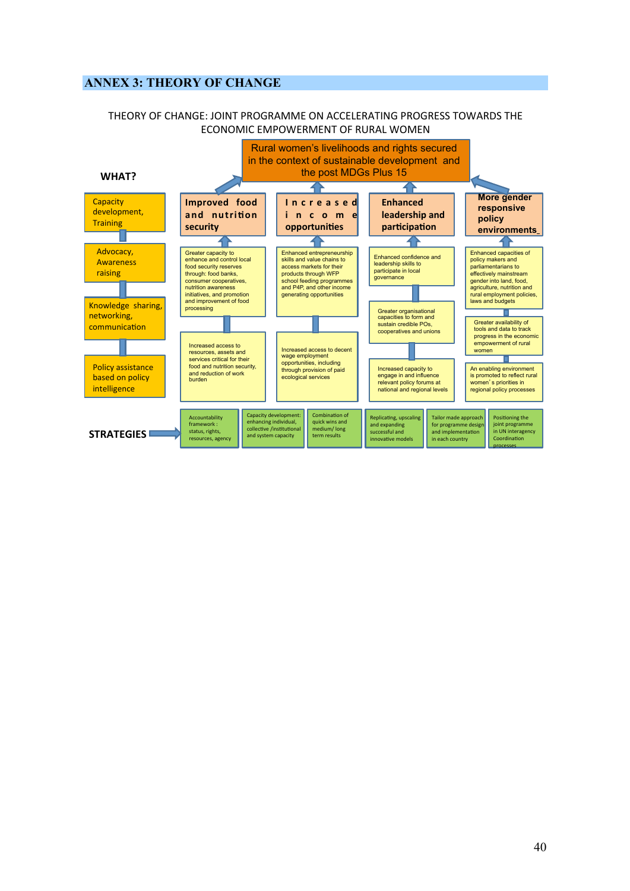## ANNEX 3: THEORY OF CHANGE

THEORY OF CHANGE: JOINT PROGRAMME ON ACCELERATING PROGRESS TOWARDS THE ECONOMIC EMPOWERMENT OF RURAL WOMEN

Rural women's livelihoods and rights secured in the context of sustainable development and the post MDGs Plus 15

**WHAT?**

Capacity development, Training

Advocacy, Awareness raising

Knowledge sharing, networking, communication

Policy assistance based on policy intelligence

**Improved food and nutrition security**

Greater capacity to enhance and control local food security reserves through: food banks, consumer cooperatives, nutrition awareness initiatives, and promotion and improvement of food processing

Increased access to resources, assets and services critical for their food and nutrition security, and reduction of work burden

**Increased income opportunities**

Enhanced entrepreneurship skills and value chains to access markets for their products through WFP school feeding programmes and P4P, and other income generating opportunities

Increased access to decent wage employment opportunities, including through provision of paid ecological services

**Enhanced leadership and participation**

Enhanced confidence and leadership skills to participate in local governance

Greater organisational capacities to form and sustain credible POs, cooperatives and unions

Increased capacity to engage in and influence relevant policy forums at national and regional levels

**More gender responsive policy environments**

Enhanced capacities of policy makers and parliamentarians to effectively mainstream gender into land, food, agriculture, nutrition and rural employment policies, laws and budgets

Greater availability of tools and data to track progress in the economic empowerment of rural women

An enabling environment is promoted to reflect rural women's priorities in regional policy processes

**STRATEGIES**

- Accountability framework: status, rights, resources, agency
- Capacity development: enhancing individual, collective /institutional and system capacity
- Combination of quick wins and medium/ long term results
- Replicating, upscaling and expanding successful and innovative models
- Tailor made approach for programme design and implementation in each country
- Positioning the joint programme in UN interagency Coordination processes